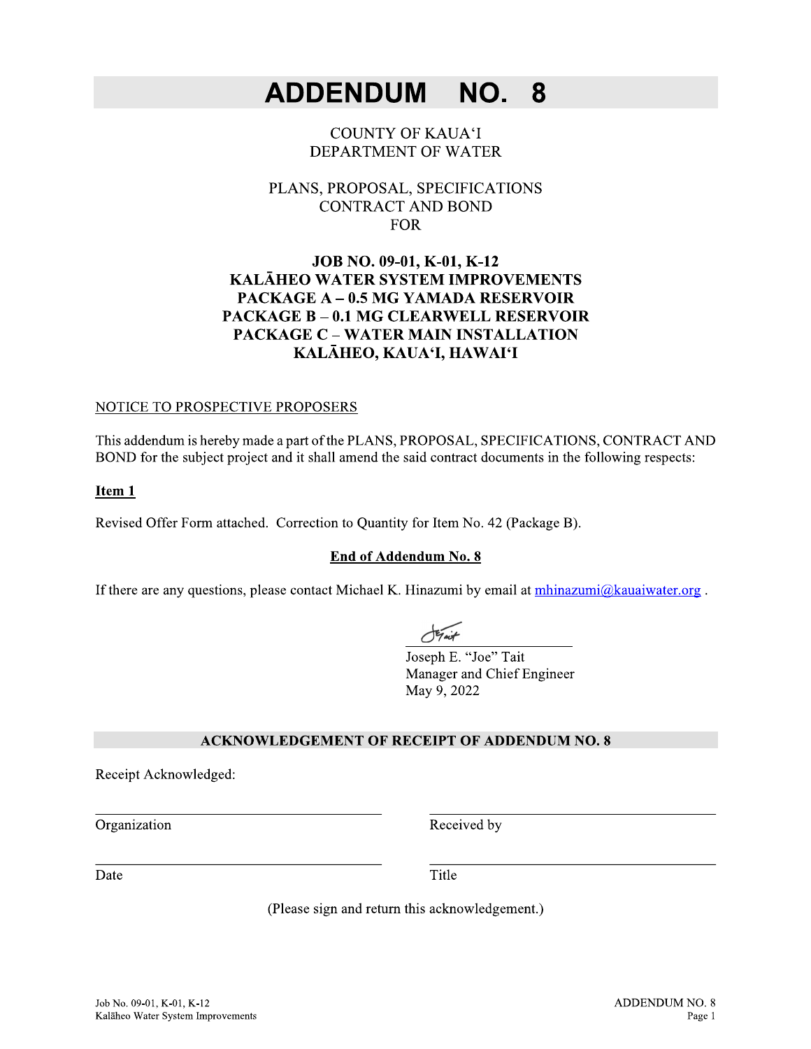# ADDENDUM NO. 8

COUNTY OF KAUAʻI
DEPARTMENT OF WATER

PLANS, PROPOSAL, SPECIFICATIONS
CONTRACT AND BOND
FOR

**JOB NO. 09-01, K-01, K-12**
**KALĀHEO WATER SYSTEM IMPROVEMENTS**
**PACKAGE A – 0.5 MG YAMADA RESERVOIR**
**PACKAGE B – 0.1 MG CLEARWELL RESERVOIR**
**PACKAGE C – WATER MAIN INSTALLATION**
**KALĀHEO, KAUAʻI, HAWAIʻI**

NOTICE TO PROSPECTIVE PROPOSERS

This addendum is hereby made a part of the PLANS, PROPOSAL, SPECIFICATIONS, CONTRACT AND BOND for the subject project and it shall amend the said contract documents in the following respects:

**Item 1**

Revised Offer Form attached. Correction to Quantity for Item No. 42 (Package B).

**End of Addendum No. 8**

If there are any questions, please contact Michael K. Hinazumi by email at mhinazumi@kauaiwater.org .

Joseph E. "Joe" Tait
Manager and Chief Engineer
May 9, 2022

**ACKNOWLEDGEMENT OF RECEIPT OF ADDENDUM NO. 8**

Receipt Acknowledged:

| | |
|---|---|
| Organization | Received by |
| Date | Title |

(Please sign and return this acknowledgement.)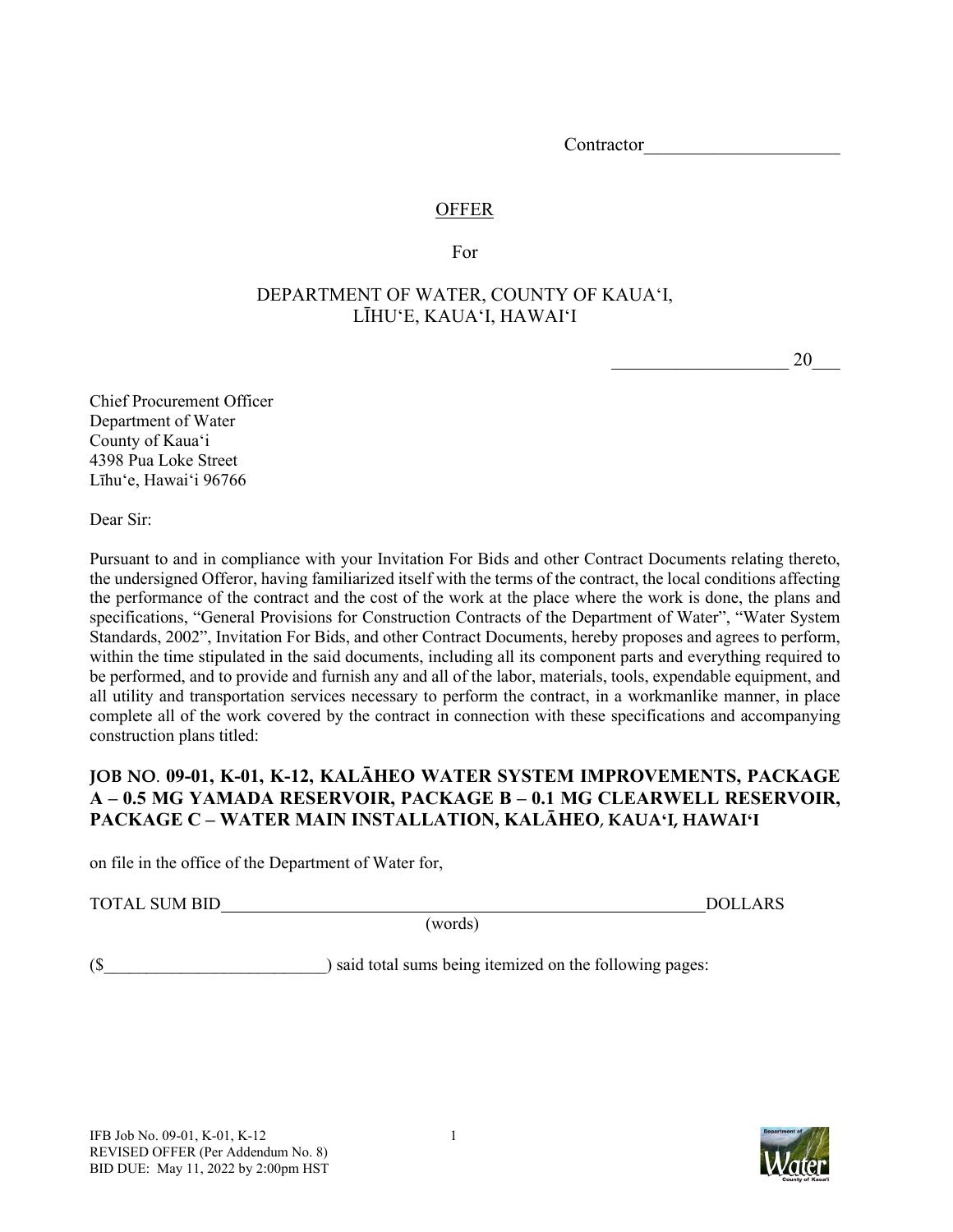Contractor____________________

# OFFER

For

DEPARTMENT OF WATER, COUNTY OF KAUAʻI,
LĪHUʻE, KAUAʻI, HAWAIʻI

___________________ 20___

Chief Procurement Officer
Department of Water
County of Kauaʻi
4398 Pua Loke Street
Līhuʻe, Hawaiʻi 96766

Dear Sir:

Pursuant to and in compliance with your Invitation For Bids and other Contract Documents relating thereto, the undersigned Offeror, having familiarized itself with the terms of the contract, the local conditions affecting the performance of the contract and the cost of the work at the place where the work is done, the plans and specifications, "General Provisions for Construction Contracts of the Department of Water", "Water System Standards, 2002", Invitation For Bids, and other Contract Documents, hereby proposes and agrees to perform, within the time stipulated in the said documents, including all its component parts and everything required to be performed, and to provide and furnish any and all of the labor, materials, tools, expendable equipment, and all utility and transportation services necessary to perform the contract, in a workmanlike manner, in place complete all of the work covered by the contract in connection with these specifications and accompanying construction plans titled:

**JOB NO. 09-01, K-01, K-12, KALĀHEO WATER SYSTEM IMPROVEMENTS, PACKAGE A – 0.5 MG YAMADA RESERVOIR, PACKAGE B – 0.1 MG CLEARWELL RESERVOIR, PACKAGE C – WATER MAIN INSTALLATION, KALĀHEO, KAUAʻI, HAWAIʻI**

on file in the office of the Department of Water for,

TOTAL SUM BID____________________________________________DOLLARS
(words)

($_________________________) said total sums being itemized on the following pages:

IFB Job No. 09-01, K-01, K-12
REVISED OFFER (Per Addendum No. 8)
BID DUE: May 11, 2022 by 2:00pm HST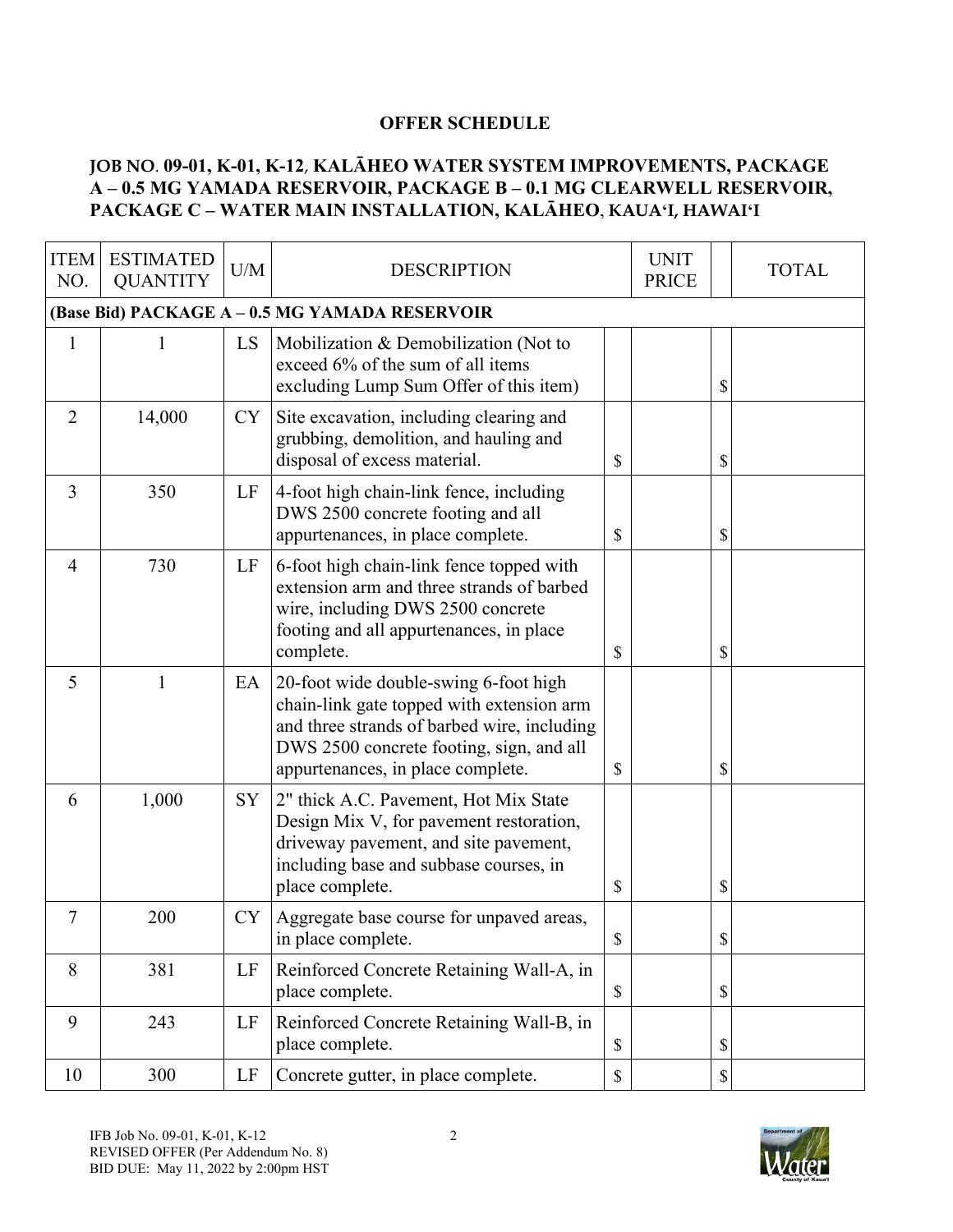**OFFER SCHEDULE**

**JOB NO. 09-01, K-01, K-12, KALĀHEO WATER SYSTEM IMPROVEMENTS, PACKAGE A – 0.5 MG YAMADA RESERVOIR, PACKAGE B – 0.1 MG CLEARWELL RESERVOIR, PACKAGE C – WATER MAIN INSTALLATION, KALĀHEO, KAUAʻI, HAWAIʻI**

| ITEM NO. | ESTIMATED QUANTITY | U/M | DESCRIPTION | | UNIT PRICE | | TOTAL |
|---|---|---|---|---|---|---|---|
| **(Base Bid) PACKAGE A – 0.5 MG YAMADA RESERVOIR** | | | | | | | |
| 1 | 1 | LS | Mobilization & Demobilization (Not to exceed 6% of the sum of all items excluding Lump Sum Offer of this item) | | | $ | |
| 2 | 14,000 | CY | Site excavation, including clearing and grubbing, demolition, and hauling and disposal of excess material. | $ | | $ | |
| 3 | 350 | LF | 4-foot high chain-link fence, including DWS 2500 concrete footing and all appurtenances, in place complete. | $ | | $ | |
| 4 | 730 | LF | 6-foot high chain-link fence topped with extension arm and three strands of barbed wire, including DWS 2500 concrete footing and all appurtenances, in place complete. | $ | | $ | |
| 5 | 1 | EA | 20-foot wide double-swing 6-foot high chain-link gate topped with extension arm and three strands of barbed wire, including DWS 2500 concrete footing, sign, and all appurtenances, in place complete. | $ | | $ | |
| 6 | 1,000 | SY | 2" thick A.C. Pavement, Hot Mix State Design Mix V, for pavement restoration, driveway pavement, and site pavement, including base and subbase courses, in place complete. | $ | | $ | |
| 7 | 200 | CY | Aggregate base course for unpaved areas, in place complete. | $ | | $ | |
| 8 | 381 | LF | Reinforced Concrete Retaining Wall-A, in place complete. | $ | | $ | |
| 9 | 243 | LF | Reinforced Concrete Retaining Wall-B, in place complete. | $ | | $ | |
| 10 | 300 | LF | Concrete gutter, in place complete. | $ | | $ | |

IFB Job No. 09-01, K-01, K-12
REVISED OFFER (Per Addendum No. 8)
BID DUE: May 11, 2022 by 2:00pm HST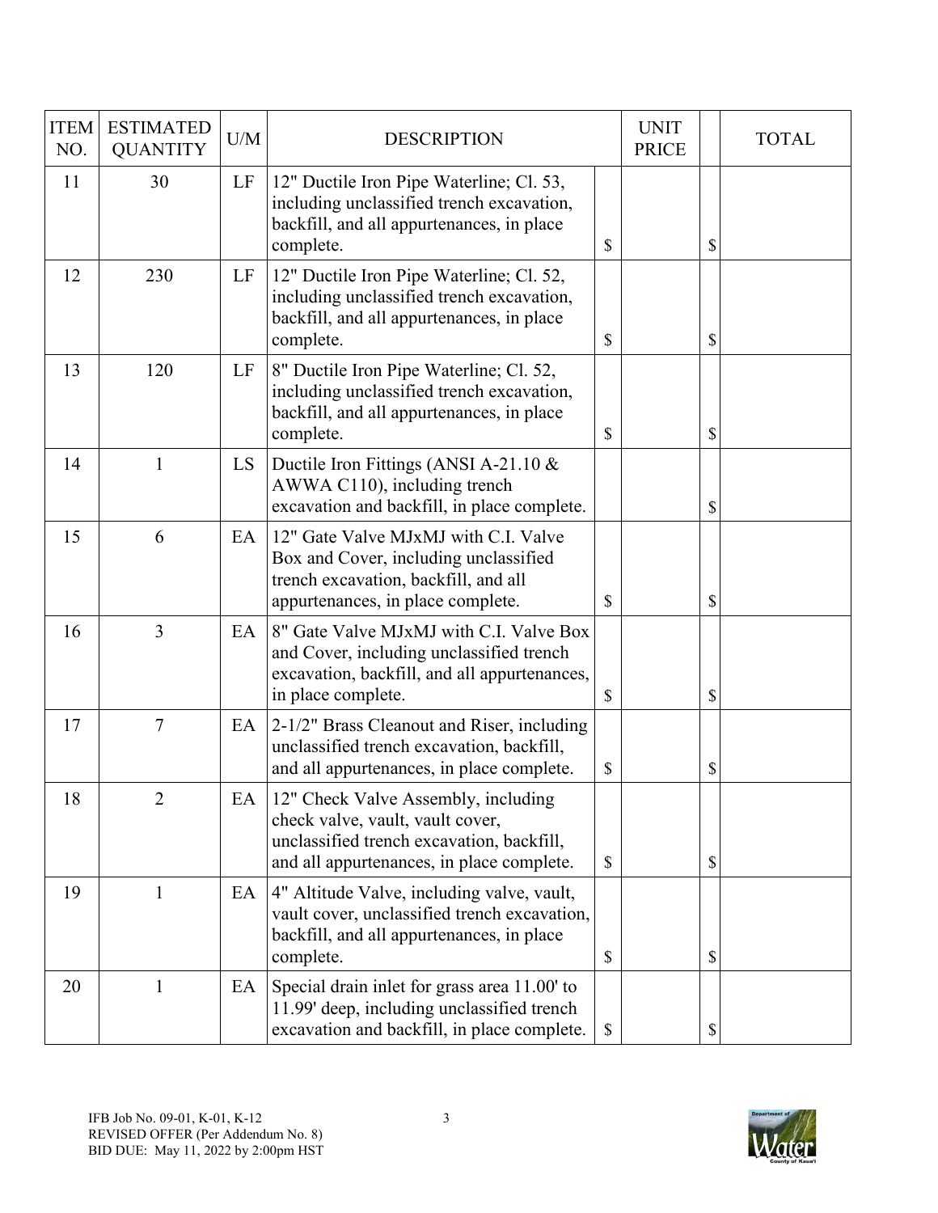| ITEM NO. | ESTIMATED QUANTITY | U/M | DESCRIPTION | UNIT PRICE | TOTAL |
|---|---|---|---|---|---|
| 11 | 30 | LF | 12" Ductile Iron Pipe Waterline; Cl. 53, including unclassified trench excavation, backfill, and all appurtenances, in place complete. | $ | $ |
| 12 | 230 | LF | 12" Ductile Iron Pipe Waterline; Cl. 52, including unclassified trench excavation, backfill, and all appurtenances, in place complete. | $ | $ |
| 13 | 120 | LF | 8" Ductile Iron Pipe Waterline; Cl. 52, including unclassified trench excavation, backfill, and all appurtenances, in place complete. | $ | $ |
| 14 | 1 | LS | Ductile Iron Fittings (ANSI A-21.10 & AWWA C110), including trench excavation and backfill, in place complete. | | $ |
| 15 | 6 | EA | 12" Gate Valve MJxMJ with C.I. Valve Box and Cover, including unclassified trench excavation, backfill, and all appurtenances, in place complete. | $ | $ |
| 16 | 3 | EA | 8" Gate Valve MJxMJ with C.I. Valve Box and Cover, including unclassified trench excavation, backfill, and all appurtenances, in place complete. | $ | $ |
| 17 | 7 | EA | 2-1/2" Brass Cleanout and Riser, including unclassified trench excavation, backfill, and all appurtenances, in place complete. | $ | $ |
| 18 | 2 | EA | 12" Check Valve Assembly, including check valve, vault, vault cover, unclassified trench excavation, backfill, and all appurtenances, in place complete. | $ | $ |
| 19 | 1 | EA | 4" Altitude Valve, including valve, vault, vault cover, unclassified trench excavation, backfill, and all appurtenances, in place complete. | $ | $ |
| 20 | 1 | EA | Special drain inlet for grass area 11.00' to 11.99' deep, including unclassified trench excavation and backfill, in place complete. | $ | $ |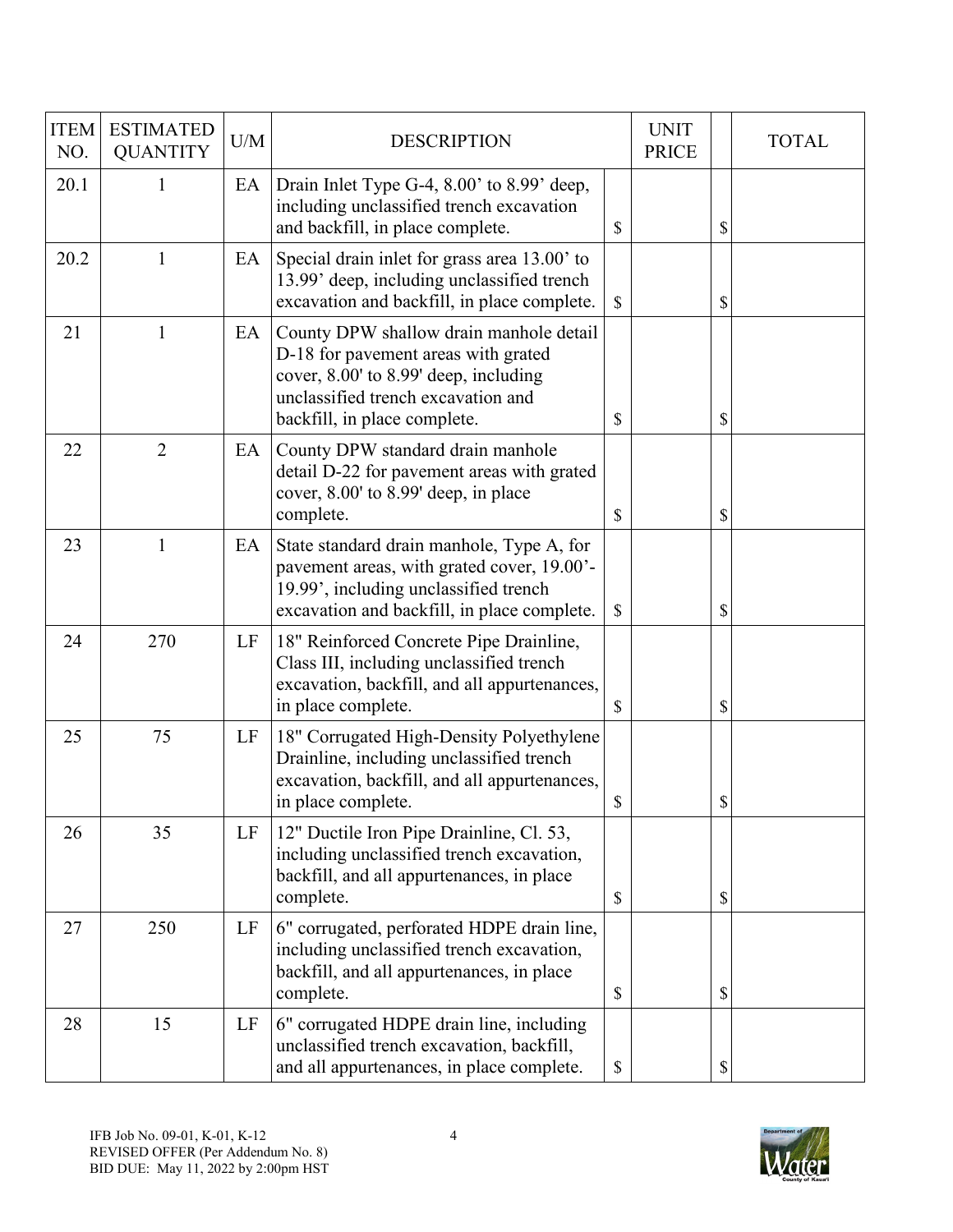| ITEM NO. | ESTIMATED QUANTITY | U/M | DESCRIPTION | UNIT PRICE | TOTAL |
|---|---|---|---|---|---|
| 20.1 | 1 | EA | Drain Inlet Type G-4, 8.00' to 8.99' deep, including unclassified trench excavation and backfill, in place complete. | $ | $ |
| 20.2 | 1 | EA | Special drain inlet for grass area 13.00' to 13.99' deep, including unclassified trench excavation and backfill, in place complete. | $ | $ |
| 21 | 1 | EA | County DPW shallow drain manhole detail D-18 for pavement areas with grated cover, 8.00' to 8.99' deep, including unclassified trench excavation and backfill, in place complete. | $ | $ |
| 22 | 2 | EA | County DPW standard drain manhole detail D-22 for pavement areas with grated cover, 8.00' to 8.99' deep, in place complete. | $ | $ |
| 23 | 1 | EA | State standard drain manhole, Type A, for pavement areas, with grated cover, 19.00'-19.99', including unclassified trench excavation and backfill, in place complete. | $ | $ |
| 24 | 270 | LF | 18" Reinforced Concrete Pipe Drainline, Class III, including unclassified trench excavation, backfill, and all appurtenances, in place complete. | $ | $ |
| 25 | 75 | LF | 18" Corrugated High-Density Polyethylene Drainline, including unclassified trench excavation, backfill, and all appurtenances, in place complete. | $ | $ |
| 26 | 35 | LF | 12" Ductile Iron Pipe Drainline, Cl. 53, including unclassified trench excavation, backfill, and all appurtenances, in place complete. | $ | $ |
| 27 | 250 | LF | 6" corrugated, perforated HDPE drain line, including unclassified trench excavation, backfill, and all appurtenances, in place complete. | $ | $ |
| 28 | 15 | LF | 6" corrugated HDPE drain line, including unclassified trench excavation, backfill, and all appurtenances, in place complete. | $ | $ |

IFB Job No. 09-01, K-01, K-12
REVISED OFFER (Per Addendum No. 8)
BID DUE: May 11, 2022 by 2:00pm HST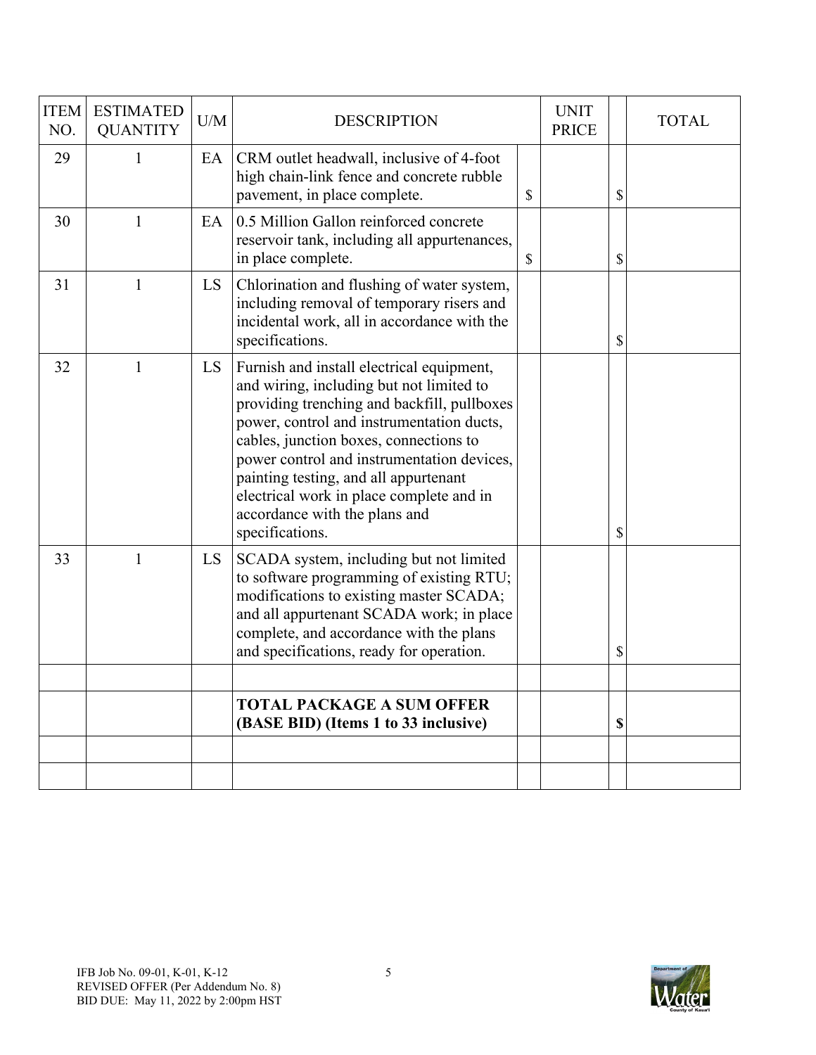| ITEM NO. | ESTIMATED QUANTITY | U/M | DESCRIPTION | | UNIT PRICE | | TOTAL |
|---|---|---|---|---|---|---|---|
| 29 | 1 | EA | CRM outlet headwall, inclusive of 4-foot high chain-link fence and concrete rubble pavement, in place complete. | $ | | $ | |
| 30 | 1 | EA | 0.5 Million Gallon reinforced concrete reservoir tank, including all appurtenances, in place complete. | $ | | $ | |
| 31 | 1 | LS | Chlorination and flushing of water system, including removal of temporary risers and incidental work, all in accordance with the specifications. | | | $ | |
| 32 | 1 | LS | Furnish and install electrical equipment, and wiring, including but not limited to providing trenching and backfill, pullboxes power, control and instrumentation ducts, cables, junction boxes, connections to power control and instrumentation devices, painting testing, and all appurtenant electrical work in place complete and in accordance with the plans and specifications. | | | $ | |
| 33 | 1 | LS | SCADA system, including but not limited to software programming of existing RTU; modifications to existing master SCADA; and all appurtenant SCADA work; in place complete, and accordance with the plans and specifications, ready for operation. | | | $ | |
| | | | | | | | |
| | | | **TOTAL PACKAGE A SUM OFFER (BASE BID) (Items 1 to 33 inclusive)** | | | **$** | |
| | | | | | | | |
| | | | | | | | |

IFB Job No. 09-01, K-01, K-12
REVISED OFFER (Per Addendum No. 8)
BID DUE: May 11, 2022 by 2:00pm HST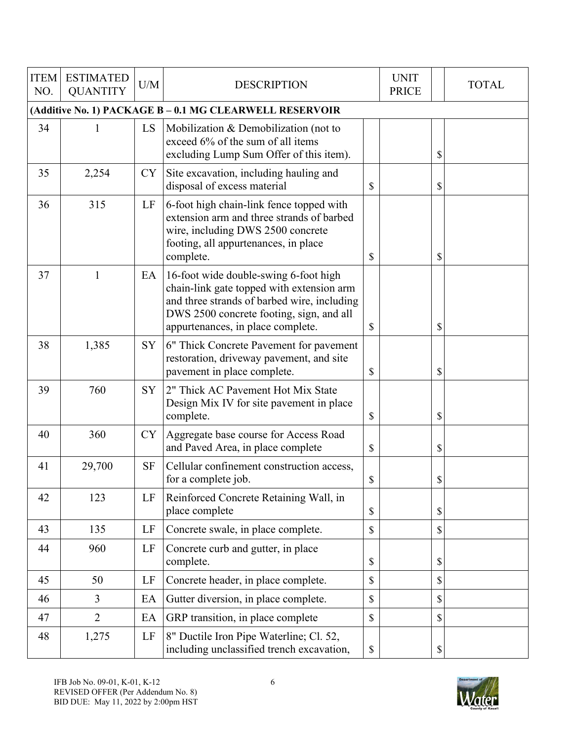| ITEM NO. | ESTIMATED QUANTITY | U/M | DESCRIPTION | UNIT PRICE | TOTAL |
|---|---|---|---|---|---|
| **(Additive No. 1) PACKAGE B – 0.1 MG CLEARWELL RESERVOIR** | | | | | |
| 34 | 1 | LS | Mobilization & Demobilization (not to exceed 6% of the sum of all items excluding Lump Sum Offer of this item). | | $ |
| 35 | 2,254 | CY | Site excavation, including hauling and disposal of excess material | $ | $ |
| 36 | 315 | LF | 6-foot high chain-link fence topped with extension arm and three strands of barbed wire, including DWS 2500 concrete footing, all appurtenances, in place complete. | $ | $ |
| 37 | 1 | EA | 16-foot wide double-swing 6-foot high chain-link gate topped with extension arm and three strands of barbed wire, including DWS 2500 concrete footing, sign, and all appurtenances, in place complete. | $ | $ |
| 38 | 1,385 | SY | 6" Thick Concrete Pavement for pavement restoration, driveway pavement, and site pavement in place complete. | $ | $ |
| 39 | 760 | SY | 2" Thick AC Pavement Hot Mix State Design Mix IV for site pavement in place complete. | $ | $ |
| 40 | 360 | CY | Aggregate base course for Access Road and Paved Area, in place complete | $ | $ |
| 41 | 29,700 | SF | Cellular confinement construction access, for a complete job. | $ | $ |
| 42 | 123 | LF | Reinforced Concrete Retaining Wall, in place complete | $ | $ |
| 43 | 135 | LF | Concrete swale, in place complete. | $ | $ |
| 44 | 960 | LF | Concrete curb and gutter, in place complete. | $ | $ |
| 45 | 50 | LF | Concrete header, in place complete. | $ | $ |
| 46 | 3 | EA | Gutter diversion, in place complete. | $ | $ |
| 47 | 2 | EA | GRP transition, in place complete | $ | $ |
| 48 | 1,275 | LF | 8" Ductile Iron Pipe Waterline; Cl. 52, including unclassified trench excavation, | $ | $ |

IFB Job No. 09-01, K-01, K-12
REVISED OFFER (Per Addendum No. 8)
BID DUE: May 11, 2022 by 2:00pm HST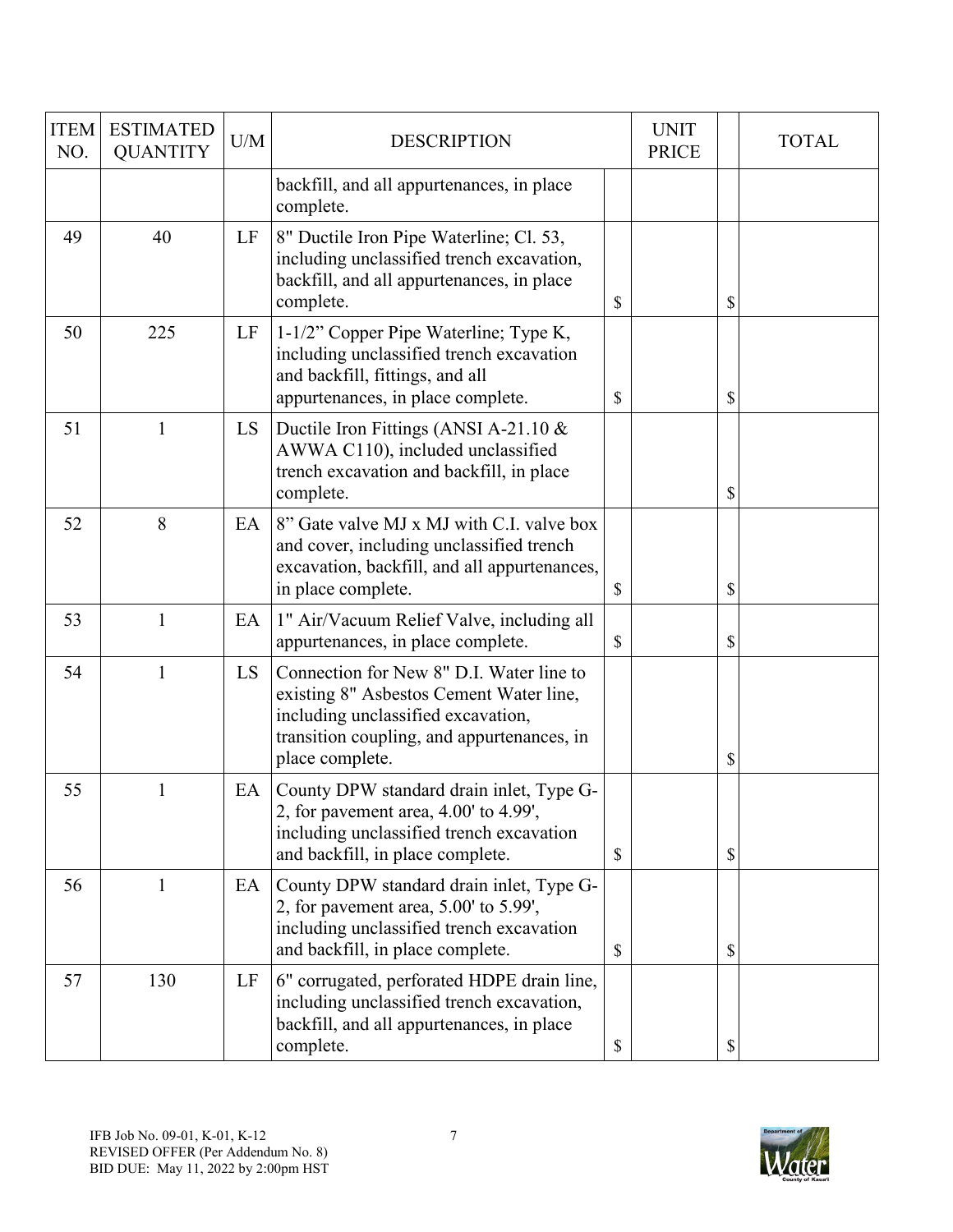| ITEM NO. | ESTIMATED QUANTITY | U/M | DESCRIPTION | | UNIT PRICE | | TOTAL |
|---|---|---|---|---|---|---|---|
| | | | backfill, and all appurtenances, in place complete. | | | | |
| 49 | 40 | LF | 8" Ductile Iron Pipe Waterline; Cl. 53, including unclassified trench excavation, backfill, and all appurtenances, in place complete. | $ | | $ | |
| 50 | 225 | LF | 1-1/2" Copper Pipe Waterline; Type K, including unclassified trench excavation and backfill, fittings, and all appurtenances, in place complete. | $ | | $ | |
| 51 | 1 | LS | Ductile Iron Fittings (ANSI A-21.10 & AWWA C110), included unclassified trench excavation and backfill, in place complete. | | | $ | |
| 52 | 8 | EA | 8" Gate valve MJ x MJ with C.I. valve box and cover, including unclassified trench excavation, backfill, and all appurtenances, in place complete. | $ | | $ | |
| 53 | 1 | EA | 1" Air/Vacuum Relief Valve, including all appurtenances, in place complete. | $ | | $ | |
| 54 | 1 | LS | Connection for New 8" D.I. Water line to existing 8" Asbestos Cement Water line, including unclassified excavation, transition coupling, and appurtenances, in place complete. | | | $ | |
| 55 | 1 | EA | County DPW standard drain inlet, Type G-2, for pavement area, 4.00' to 4.99', including unclassified trench excavation and backfill, in place complete. | $ | | $ | |
| 56 | 1 | EA | County DPW standard drain inlet, Type G-2, for pavement area, 5.00' to 5.99', including unclassified trench excavation and backfill, in place complete. | $ | | $ | |
| 57 | 130 | LF | 6" corrugated, perforated HDPE drain line, including unclassified trench excavation, backfill, and all appurtenances, in place complete. | $ | | $ | |

IFB Job No. 09-01, K-01, K-12
REVISED OFFER (Per Addendum No. 8)
BID DUE: May 11, 2022 by 2:00pm HST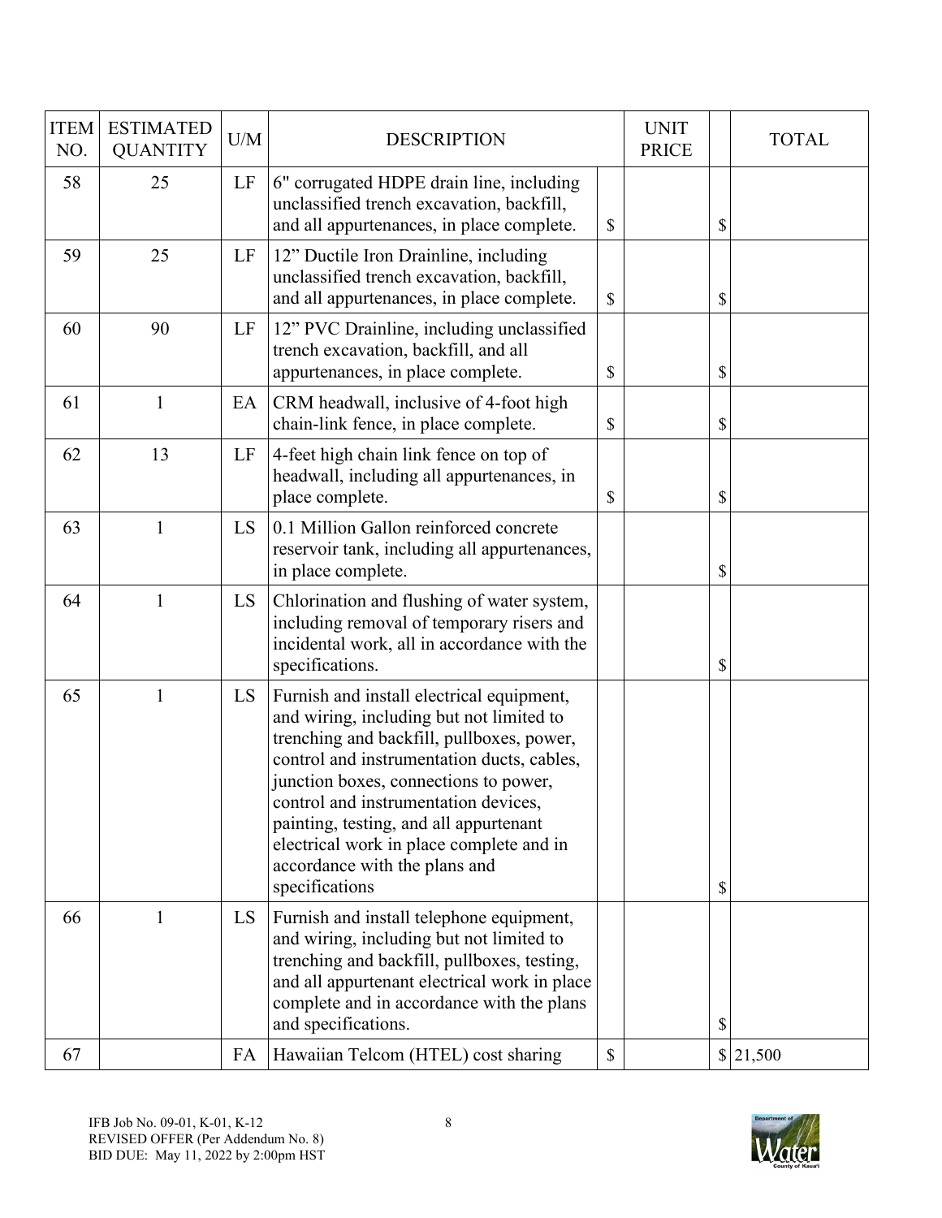| ITEM NO. | ESTIMATED QUANTITY | U/M | DESCRIPTION | | UNIT PRICE | | TOTAL |
|---|---|---|---|---|---|---|---|
| 58 | 25 | LF | 6" corrugated HDPE drain line, including unclassified trench excavation, backfill, and all appurtenances, in place complete. | $ | | $ | |
| 59 | 25 | LF | 12" Ductile Iron Drainline, including unclassified trench excavation, backfill, and all appurtenances, in place complete. | $ | | $ | |
| 60 | 90 | LF | 12" PVC Drainline, including unclassified trench excavation, backfill, and all appurtenances, in place complete. | $ | | $ | |
| 61 | 1 | EA | CRM headwall, inclusive of 4-foot high chain-link fence, in place complete. | $ | | $ | |
| 62 | 13 | LF | 4-feet high chain link fence on top of headwall, including all appurtenances, in place complete. | $ | | $ | |
| 63 | 1 | LS | 0.1 Million Gallon reinforced concrete reservoir tank, including all appurtenances, in place complete. | | | $ | |
| 64 | 1 | LS | Chlorination and flushing of water system, including removal of temporary risers and incidental work, all in accordance with the specifications. | | | $ | |
| 65 | 1 | LS | Furnish and install electrical equipment, and wiring, including but not limited to trenching and backfill, pullboxes, power, control and instrumentation ducts, cables, junction boxes, connections to power, control and instrumentation devices, painting, testing, and all appurtenant electrical work in place complete and in accordance with the plans and specifications | | | $ | |
| 66 | 1 | LS | Furnish and install telephone equipment, and wiring, including but not limited to trenching and backfill, pullboxes, testing, and all appurtenant electrical work in place complete and in accordance with the plans and specifications. | | | $ | |
| 67 | | FA | Hawaiian Telcom (HTEL) cost sharing | $ | | $ | 21,500 |

IFB Job No. 09-01, K-01, K-12
REVISED OFFER (Per Addendum No. 8)
BID DUE: May 11, 2022 by 2:00pm HST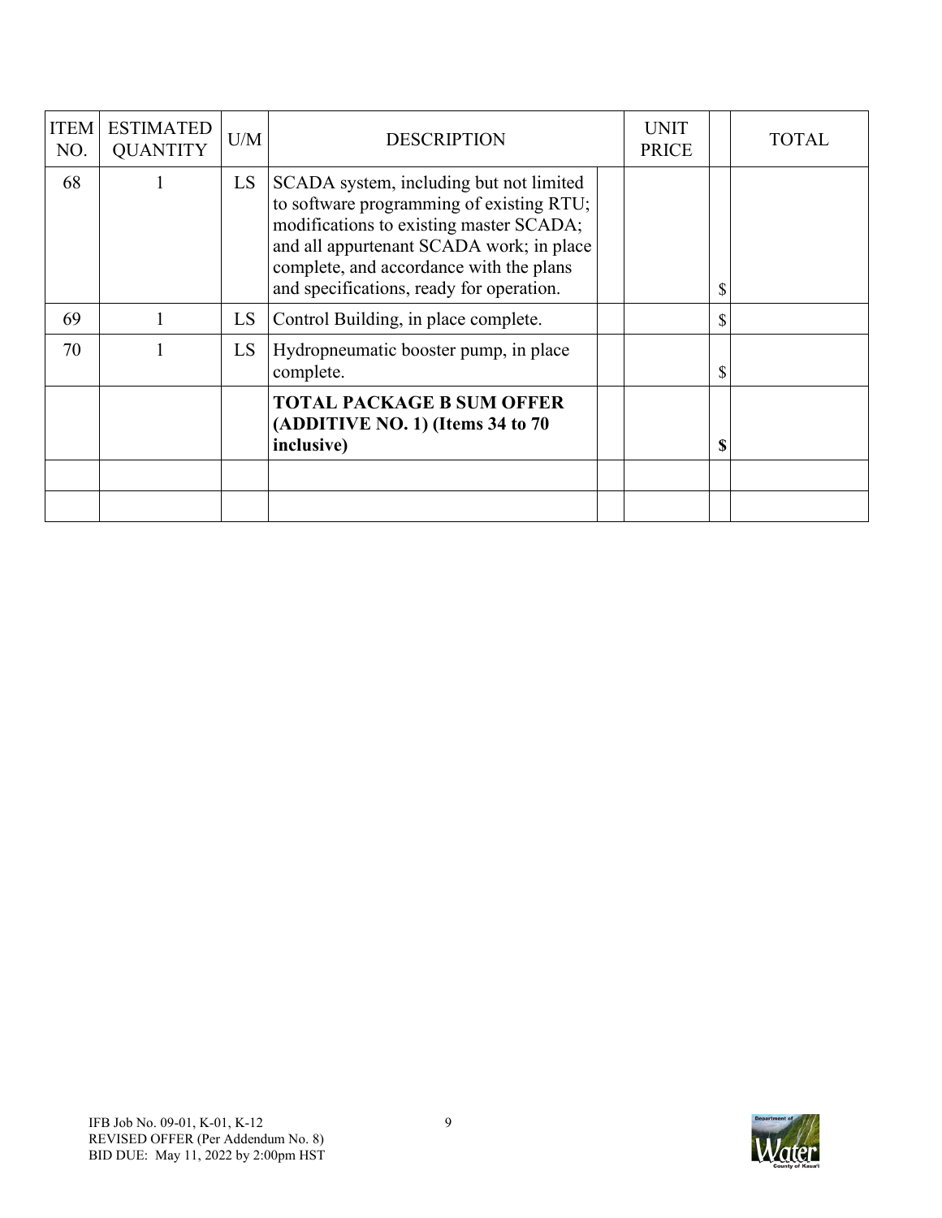| ITEM NO. | ESTIMATED QUANTITY | U/M | DESCRIPTION | | UNIT PRICE | | TOTAL |
|---|---|---|---|---|---|---|---|
| 68 | 1 | LS | SCADA system, including but not limited to software programming of existing RTU; modifications to existing master SCADA; and all appurtenant SCADA work; in place complete, and accordance with the plans and specifications, ready for operation. | | | $ | |
| 69 | 1 | LS | Control Building, in place complete. | | | $ | |
| 70 | 1 | LS | Hydropneumatic booster pump, in place complete. | | | $ | |
| | | | **TOTAL PACKAGE B SUM OFFER (ADDITIVE NO. 1) (Items 34 to 70 inclusive)** | | | **$** | |
| | | | | | | | |
| | | | | | | | |

IFB Job No. 09-01, K-01, K-12
REVISED OFFER (Per Addendum No. 8)
BID DUE: May 11, 2022 by 2:00pm HST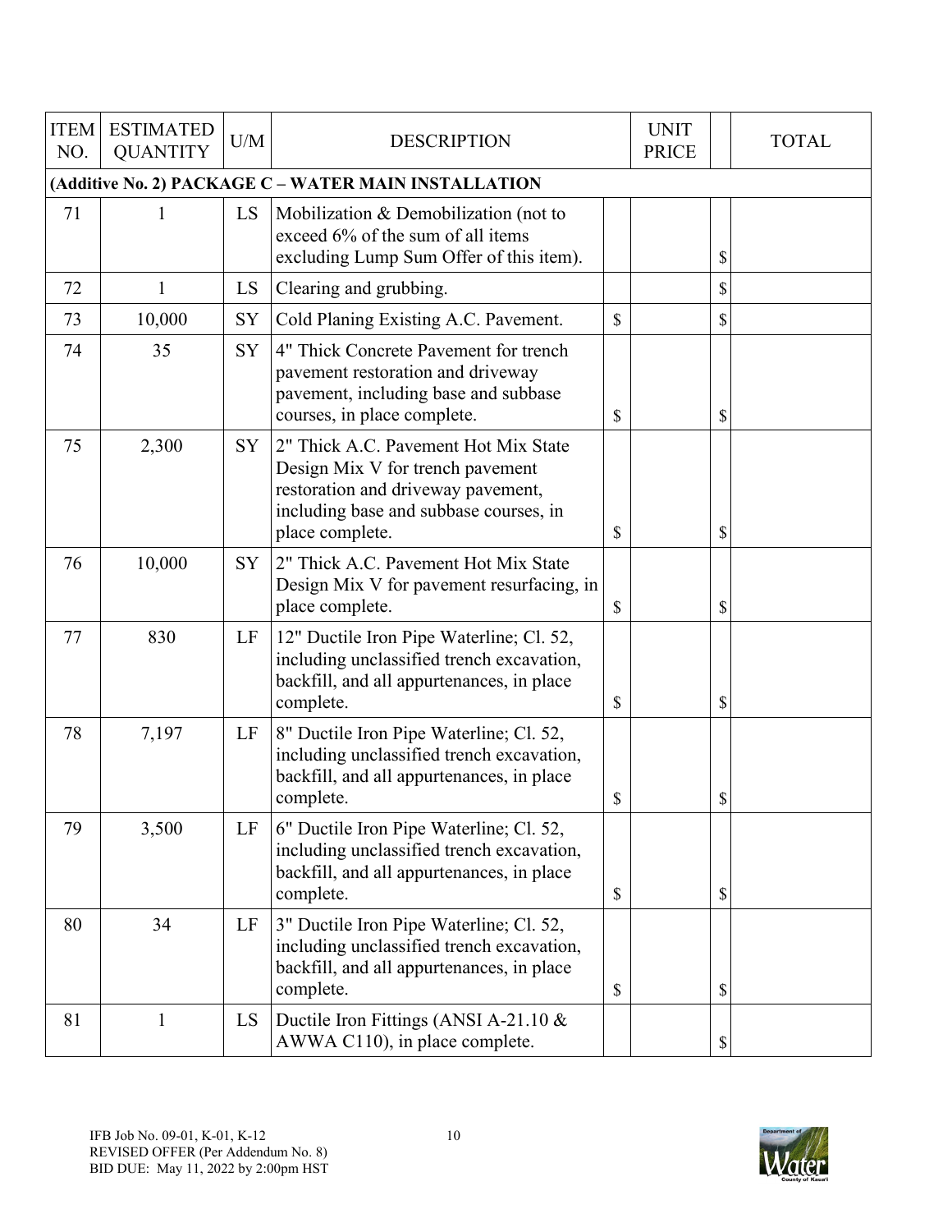| ITEM NO. | ESTIMATED QUANTITY | U/M | DESCRIPTION | | UNIT PRICE | | TOTAL |
|---|---|---|---|---|---|---|---|
| **(Additive No. 2) PACKAGE C – WATER MAIN INSTALLATION** | | | | | | | |
| 71 | 1 | LS | Mobilization & Demobilization (not to exceed 6% of the sum of all items excluding Lump Sum Offer of this item). | | | $ | |
| 72 | 1 | LS | Clearing and grubbing. | | | $ | |
| 73 | 10,000 | SY | Cold Planing Existing A.C. Pavement. | $ | | $ | |
| 74 | 35 | SY | 4" Thick Concrete Pavement for trench pavement restoration and driveway pavement, including base and subbase courses, in place complete. | $ | | $ | |
| 75 | 2,300 | SY | 2" Thick A.C. Pavement Hot Mix State Design Mix V for trench pavement restoration and driveway pavement, including base and subbase courses, in place complete. | $ | | $ | |
| 76 | 10,000 | SY | 2" Thick A.C. Pavement Hot Mix State Design Mix V for pavement resurfacing, in place complete. | $ | | $ | |
| 77 | 830 | LF | 12" Ductile Iron Pipe Waterline; Cl. 52, including unclassified trench excavation, backfill, and all appurtenances, in place complete. | $ | | $ | |
| 78 | 7,197 | LF | 8" Ductile Iron Pipe Waterline; Cl. 52, including unclassified trench excavation, backfill, and all appurtenances, in place complete. | $ | | $ | |
| 79 | 3,500 | LF | 6" Ductile Iron Pipe Waterline; Cl. 52, including unclassified trench excavation, backfill, and all appurtenances, in place complete. | $ | | $ | |
| 80 | 34 | LF | 3" Ductile Iron Pipe Waterline; Cl. 52, including unclassified trench excavation, backfill, and all appurtenances, in place complete. | $ | | $ | |
| 81 | 1 | LS | Ductile Iron Fittings (ANSI A-21.10 & AWWA C110), in place complete. | | | $ | |

IFB Job No. 09-01, K-01, K-12
REVISED OFFER (Per Addendum No. 8)
BID DUE: May 11, 2022 by 2:00pm HST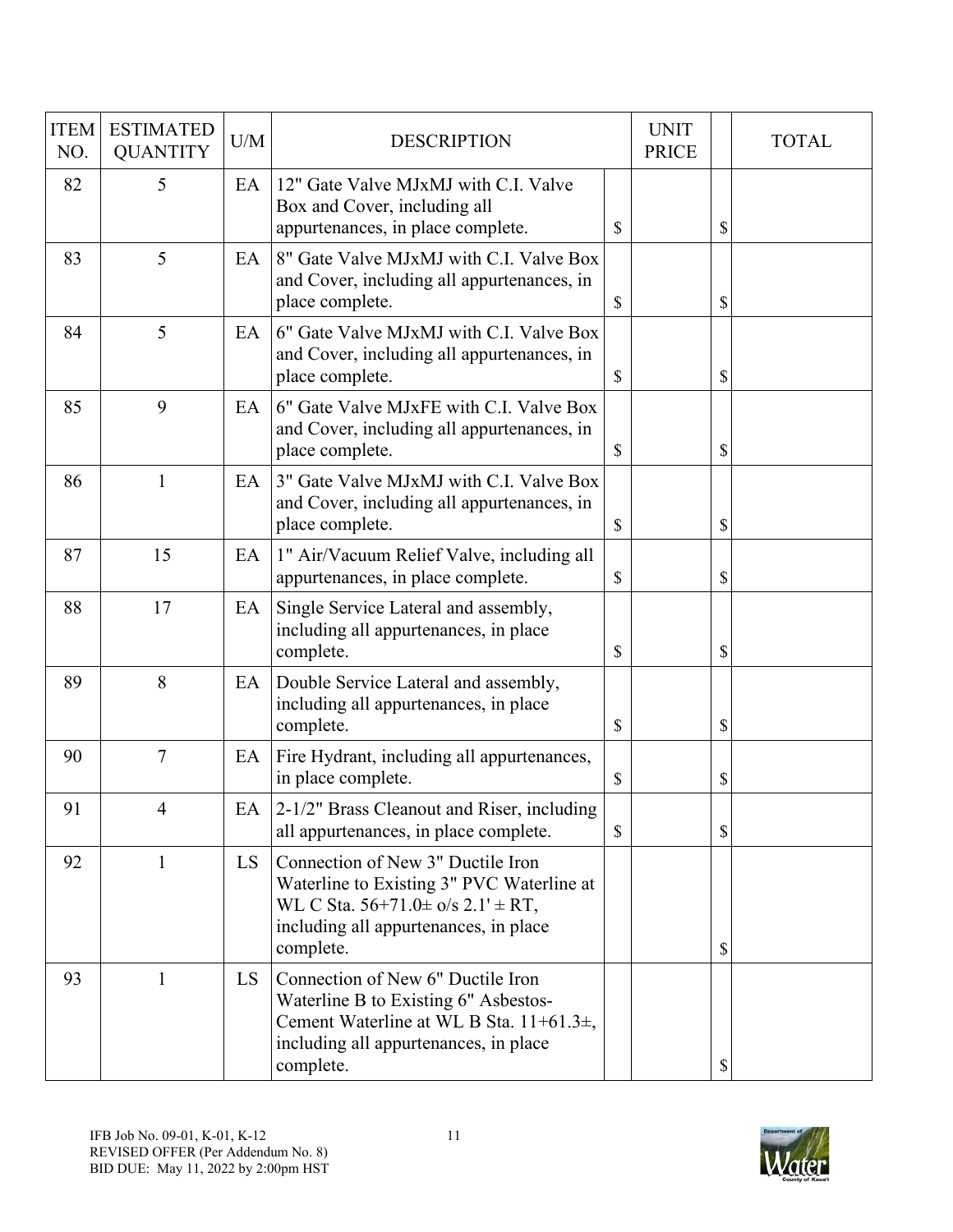| ITEM NO. | ESTIMATED QUANTITY | U/M | DESCRIPTION | UNIT PRICE | TOTAL |
|---|---|---|---|---|---|
| 82 | 5 | EA | 12" Gate Valve MJxMJ with C.I. Valve Box and Cover, including all appurtenances, in place complete. | $ | $ |
| 83 | 5 | EA | 8" Gate Valve MJxMJ with C.I. Valve Box and Cover, including all appurtenances, in place complete. | $ | $ |
| 84 | 5 | EA | 6" Gate Valve MJxMJ with C.I. Valve Box and Cover, including all appurtenances, in place complete. | $ | $ |
| 85 | 9 | EA | 6" Gate Valve MJxFE with C.I. Valve Box and Cover, including all appurtenances, in place complete. | $ | $ |
| 86 | 1 | EA | 3" Gate Valve MJxMJ with C.I. Valve Box and Cover, including all appurtenances, in place complete. | $ | $ |
| 87 | 15 | EA | 1" Air/Vacuum Relief Valve, including all appurtenances, in place complete. | $ | $ |
| 88 | 17 | EA | Single Service Lateral and assembly, including all appurtenances, in place complete. | $ | $ |
| 89 | 8 | EA | Double Service Lateral and assembly, including all appurtenances, in place complete. | $ | $ |
| 90 | 7 | EA | Fire Hydrant, including all appurtenances, in place complete. | $ | $ |
| 91 | 4 | EA | 2-1/2" Brass Cleanout and Riser, including all appurtenances, in place complete. | $ | $ |
| 92 | 1 | LS | Connection of New 3" Ductile Iron Waterline to Existing 3" PVC Waterline at WL C Sta. 56+71.0± o/s 2.1' ± RT, including all appurtenances, in place complete. | | $ |
| 93 | 1 | LS | Connection of New 6" Ductile Iron Waterline B to Existing 6" Asbestos-Cement Waterline at WL B Sta. 11+61.3±, including all appurtenances, in place complete. | | $ |

IFB Job No. 09-01, K-01, K-12
REVISED OFFER (Per Addendum No. 8)
BID DUE: May 11, 2022 by 2:00pm HST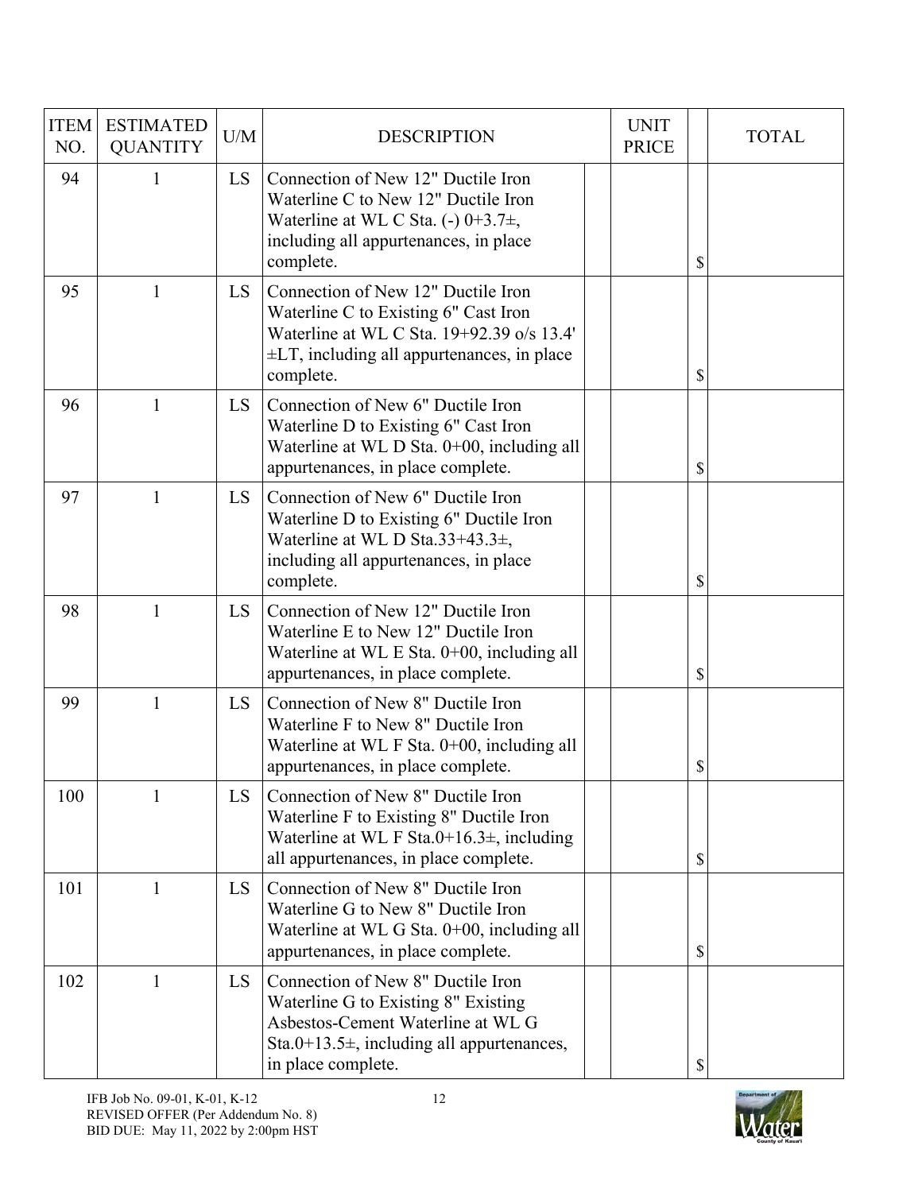| ITEM NO. | ESTIMATED QUANTITY | U/M | DESCRIPTION | UNIT PRICE | TOTAL |
|---|---|---|---|---|---|
| 94 | 1 | LS | Connection of New 12" Ductile Iron Waterline C to New 12" Ductile Iron Waterline at WL C Sta. (-) 0+3.7±, including all appurtenances, in place complete. | | $ |
| 95 | 1 | LS | Connection of New 12" Ductile Iron Waterline C to Existing 6" Cast Iron Waterline at WL C Sta. 19+92.39 o/s 13.4' ±LT, including all appurtenances, in place complete. | | $ |
| 96 | 1 | LS | Connection of New 6" Ductile Iron Waterline D to Existing 6" Cast Iron Waterline at WL D Sta. 0+00, including all appurtenances, in place complete. | | $ |
| 97 | 1 | LS | Connection of New 6" Ductile Iron Waterline D to Existing 6" Ductile Iron Waterline at WL D Sta.33+43.3±, including all appurtenances, in place complete. | | $ |
| 98 | 1 | LS | Connection of New 12" Ductile Iron Waterline E to New 12" Ductile Iron Waterline at WL E Sta. 0+00, including all appurtenances, in place complete. | | $ |
| 99 | 1 | LS | Connection of New 8" Ductile Iron Waterline F to New 8" Ductile Iron Waterline at WL F Sta. 0+00, including all appurtenances, in place complete. | | $ |
| 100 | 1 | LS | Connection of New 8" Ductile Iron Waterline F to Existing 8" Ductile Iron Waterline at WL F Sta.0+16.3±, including all appurtenances, in place complete. | | $ |
| 101 | 1 | LS | Connection of New 8" Ductile Iron Waterline G to New 8" Ductile Iron Waterline at WL G Sta. 0+00, including all appurtenances, in place complete. | | $ |
| 102 | 1 | LS | Connection of New 8" Ductile Iron Waterline G to Existing 8" Existing Asbestos-Cement Waterline at WL G Sta.0+13.5±, including all appurtenances, in place complete. | | $ |

IFB Job No. 09-01, K-01, K-12
REVISED OFFER (Per Addendum No. 8)
BID DUE: May 11, 2022 by 2:00pm HST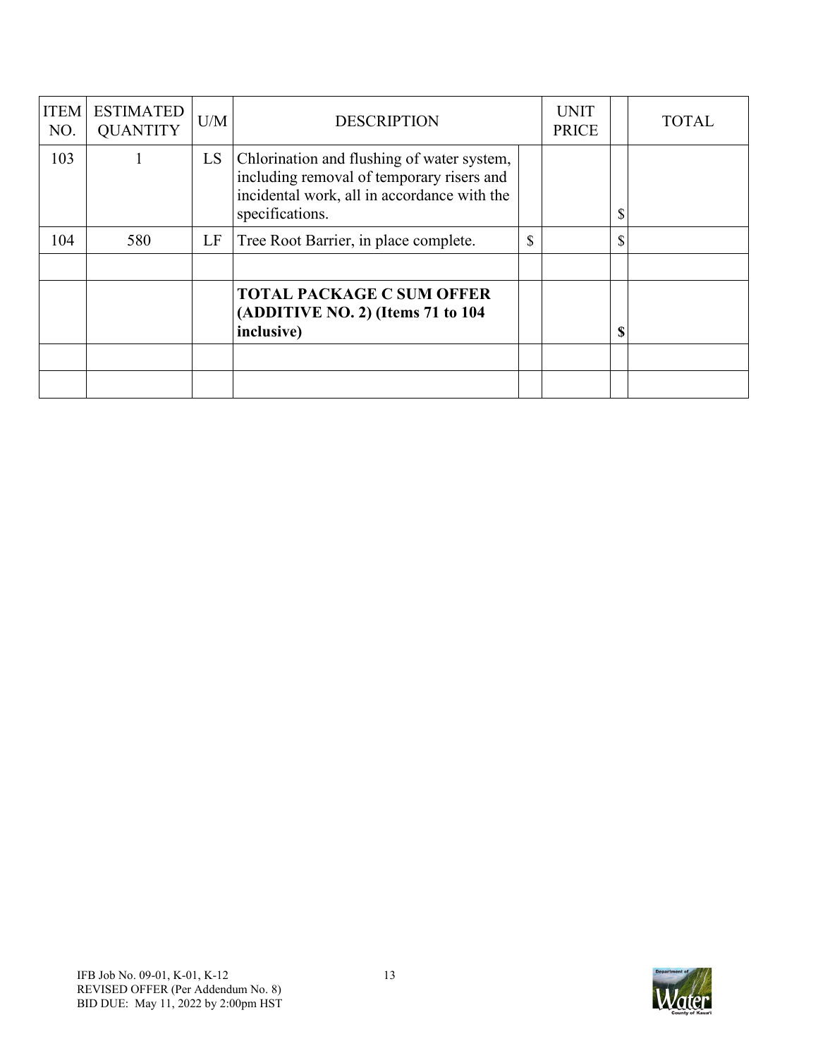| ITEM NO. | ESTIMATED QUANTITY | U/M | DESCRIPTION | | UNIT PRICE | | TOTAL |
|---|---|---|---|---|---|---|---|
| 103 | 1 | LS | Chlorination and flushing of water system, including removal of temporary risers and incidental work, all in accordance with the specifications. | | | $ | |
| 104 | 580 | LF | Tree Root Barrier, in place complete. | $ | | $ | |
| | | | | | | | |
| | | | **TOTAL PACKAGE C SUM OFFER (ADDITIVE NO. 2) (Items 71 to 104 inclusive)** | | | **$** | |
| | | | | | | | |
| | | | | | | | |

IFB Job No. 09-01, K-01, K-12
REVISED OFFER (Per Addendum No. 8)
BID DUE: May 11, 2022 by 2:00pm HST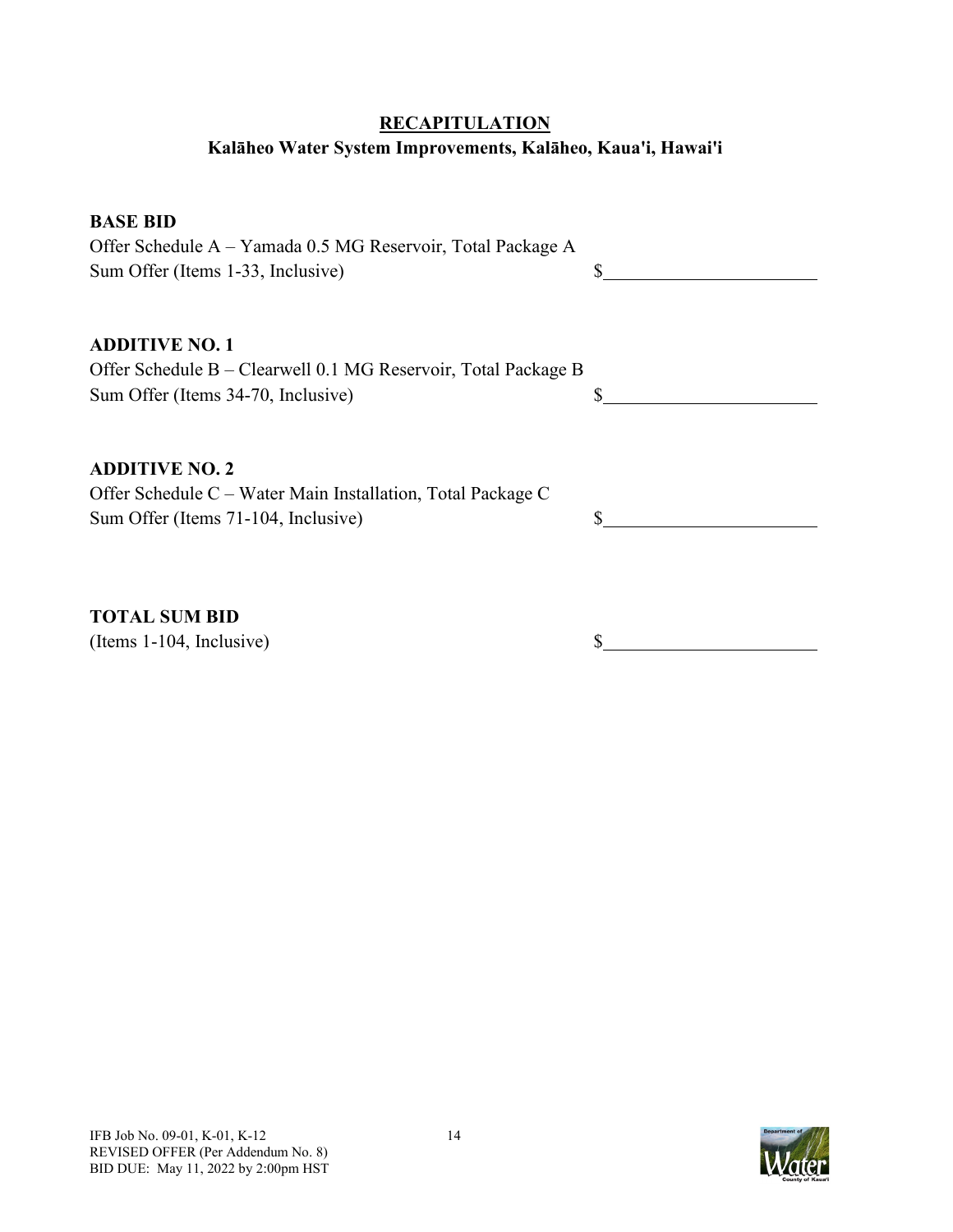## RECAPITULATION

### Kalāheo Water System Improvements, Kalāheo, Kaua'i, Hawai'i

**BASE BID**
Offer Schedule A – Yamada 0.5 MG Reservoir, Total Package A
Sum Offer (Items 1-33, Inclusive) $\_\_\_\_\_\_\_\_\_\_\_\_\_\_\_\_\_\_\_\_

**ADDITIVE NO. 1**
Offer Schedule B – Clearwell 0.1 MG Reservoir, Total Package B
Sum Offer (Items 34-70, Inclusive) $\_\_\_\_\_\_\_\_\_\_\_\_\_\_\_\_\_\_\_\_

**ADDITIVE NO. 2**
Offer Schedule C – Water Main Installation, Total Package C
Sum Offer (Items 71-104, Inclusive) $\_\_\_\_\_\_\_\_\_\_\_\_\_\_\_\_\_\_\_\_

**TOTAL SUM BID**
(Items 1-104, Inclusive) $\_\_\_\_\_\_\_\_\_\_\_\_\_\_\_\_\_\_\_\_

IFB Job No. 09-01, K-01, K-12
REVISED OFFER (Per Addendum No. 8)
BID DUE: May 11, 2022 by 2:00pm HST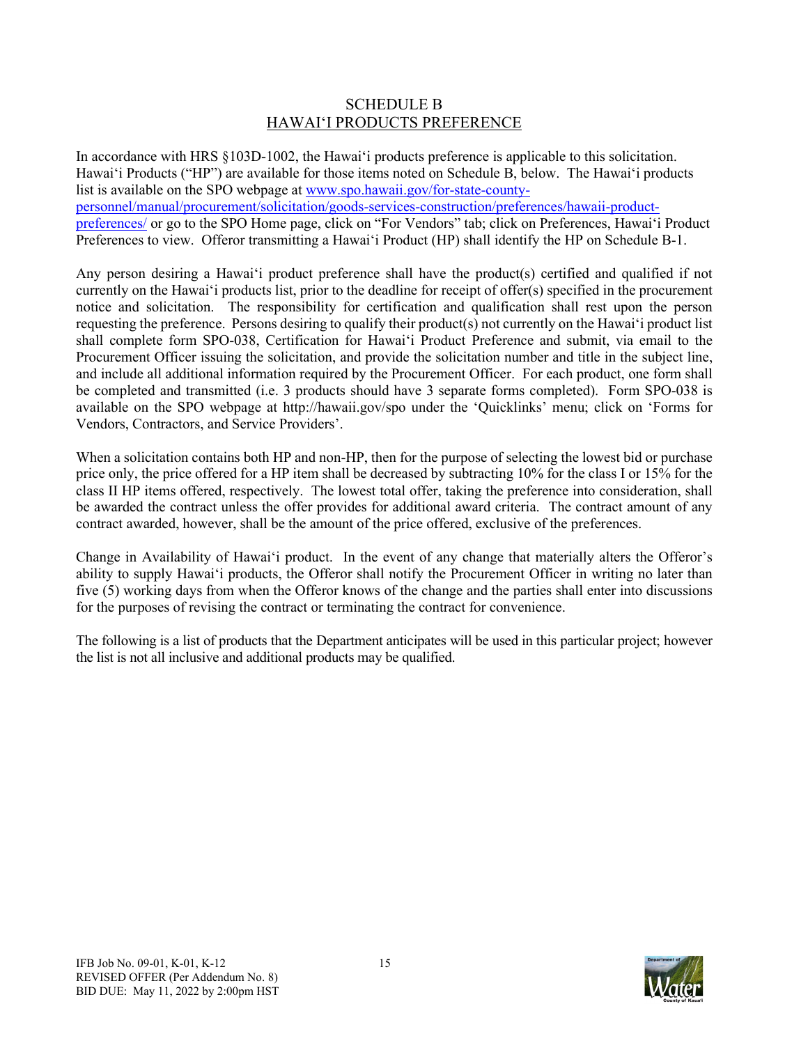# SCHEDULE B
## HAWAIʻI PRODUCTS PREFERENCE

In accordance with HRS §103D-1002, the Hawaiʻi products preference is applicable to this solicitation. Hawaiʻi Products ("HP") are available for those items noted on Schedule B, below. The Hawaiʻi products list is available on the SPO webpage at www.spo.hawaii.gov/for-state-county-personnel/manual/procurement/solicitation/goods-services-construction/preferences/hawaii-product-preferences/ or go to the SPO Home page, click on "For Vendors" tab; click on Preferences, Hawaiʻi Product Preferences to view. Offeror transmitting a Hawaiʻi Product (HP) shall identify the HP on Schedule B-1.

Any person desiring a Hawaiʻi product preference shall have the product(s) certified and qualified if not currently on the Hawaiʻi products list, prior to the deadline for receipt of offer(s) specified in the procurement notice and solicitation. The responsibility for certification and qualification shall rest upon the person requesting the preference. Persons desiring to qualify their product(s) not currently on the Hawaiʻi product list shall complete form SPO-038, Certification for Hawaiʻi Product Preference and submit, via email to the Procurement Officer issuing the solicitation, and provide the solicitation number and title in the subject line, and include all additional information required by the Procurement Officer. For each product, one form shall be completed and transmitted (i.e. 3 products should have 3 separate forms completed). Form SPO-038 is available on the SPO webpage at http://hawaii.gov/spo under the 'Quicklinks' menu; click on 'Forms for Vendors, Contractors, and Service Providers'.

When a solicitation contains both HP and non-HP, then for the purpose of selecting the lowest bid or purchase price only, the price offered for a HP item shall be decreased by subtracting 10% for the class I or 15% for the class II HP items offered, respectively. The lowest total offer, taking the preference into consideration, shall be awarded the contract unless the offer provides for additional award criteria. The contract amount of any contract awarded, however, shall be the amount of the price offered, exclusive of the preferences.

Change in Availability of Hawaiʻi product. In the event of any change that materially alters the Offeror's ability to supply Hawaiʻi products, the Offeror shall notify the Procurement Officer in writing no later than five (5) working days from when the Offeror knows of the change and the parties shall enter into discussions for the purposes of revising the contract or terminating the contract for convenience.

The following is a list of products that the Department anticipates will be used in this particular project; however the list is not all inclusive and additional products may be qualified.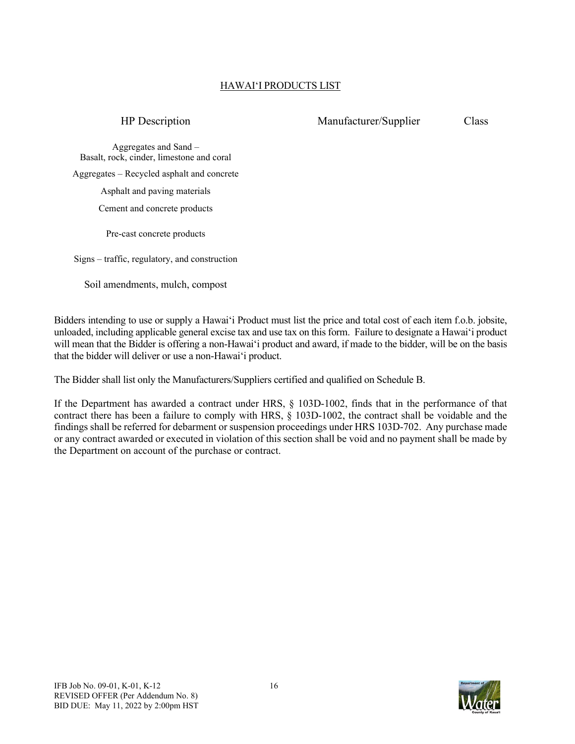## HAWAI'I PRODUCTS LIST

| HP Description | Manufacturer/Supplier | Class |
| --- | --- | --- |
| Aggregates and Sand – Basalt, rock, cinder, limestone and coral | | |
| Aggregates – Recycled asphalt and concrete | | |
| Asphalt and paving materials | | |
| Cement and concrete products | | |
| Pre-cast concrete products | | |
| Signs – traffic, regulatory, and construction | | |
| Soil amendments, mulch, compost | | |

Bidders intending to use or supply a Hawai'i Product must list the price and total cost of each item f.o.b. jobsite, unloaded, including applicable general excise tax and use tax on this form. Failure to designate a Hawai'i product will mean that the Bidder is offering a non-Hawai'i product and award, if made to the bidder, will be on the basis that the bidder will deliver or use a non-Hawai'i product.

The Bidder shall list only the Manufacturers/Suppliers certified and qualified on Schedule B.

If the Department has awarded a contract under HRS, § 103D-1002, finds that in the performance of that contract there has been a failure to comply with HRS, § 103D-1002, the contract shall be voidable and the findings shall be referred for debarment or suspension proceedings under HRS 103D-702. Any purchase made or any contract awarded or executed in violation of this section shall be void and no payment shall be made by the Department on account of the purchase or contract.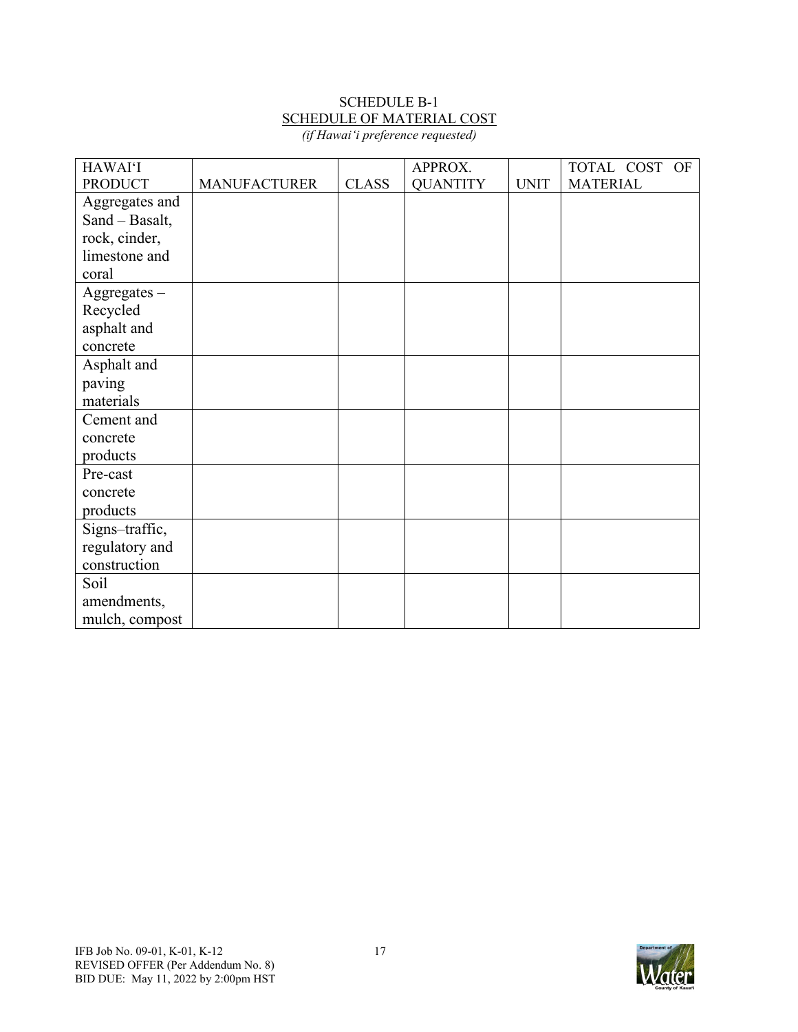SCHEDULE B-1

SCHEDULE OF MATERIAL COST

*(if Hawai'i preference requested)*

| HAWAI'I PRODUCT | MANUFACTURER | CLASS | APPROX. QUANTITY | UNIT | TOTAL COST OF MATERIAL |
|---|---|---|---|---|---|
| Aggregates and Sand – Basalt, rock, cinder, limestone and coral | | | | | |
| Aggregates – Recycled asphalt and concrete | | | | | |
| Asphalt and paving materials | | | | | |
| Cement and concrete products | | | | | |
| Pre-cast concrete products | | | | | |
| Signs–traffic, regulatory and construction | | | | | |
| Soil amendments, mulch, compost | | | | | |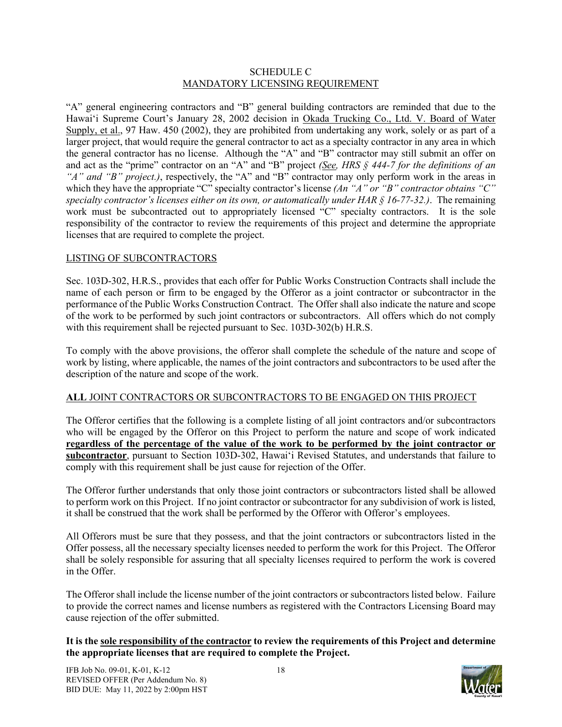# SCHEDULE C
## MANDATORY LICENSING REQUIREMENT

"A" general engineering contractors and "B" general building contractors are reminded that due to the Hawai'i Supreme Court's January 28, 2002 decision in Okada Trucking Co., Ltd. V. Board of Water Supply, et al., 97 Haw. 450 (2002), they are prohibited from undertaking any work, solely or as part of a larger project, that would require the general contractor to act as a specialty contractor in any area in which the general contractor has no license. Although the "A" and "B" contractor may still submit an offer on and act as the "prime" contractor on an "A" and "B" project *(See, HRS § 444-7 for the definitions of an "A" and "B" project.)*, respectively, the "A" and "B" contractor may only perform work in the areas in which they have the appropriate "C" specialty contractor's license *(An "A" or "B" contractor obtains "C" specialty contractor's licenses either on its own, or automatically under HAR § 16-77-32.)*. The remaining work must be subcontracted out to appropriately licensed "C" specialty contractors. It is the sole responsibility of the contractor to review the requirements of this project and determine the appropriate licenses that are required to complete the project.

## LISTING OF SUBCONTRACTORS

Sec. 103D-302, H.R.S., provides that each offer for Public Works Construction Contracts shall include the name of each person or firm to be engaged by the Offeror as a joint contractor or subcontractor in the performance of the Public Works Construction Contract. The Offer shall also indicate the nature and scope of the work to be performed by such joint contractors or subcontractors. All offers which do not comply with this requirement shall be rejected pursuant to Sec. 103D-302(b) H.R.S.

To comply with the above provisions, the offeror shall complete the schedule of the nature and scope of work by listing, where applicable, the names of the joint contractors and subcontractors to be used after the description of the nature and scope of the work.

## **ALL** JOINT CONTRACTORS OR SUBCONTRACTORS TO BE ENGAGED ON THIS PROJECT

The Offeror certifies that the following is a complete listing of all joint contractors and/or subcontractors who will be engaged by the Offeror on this Project to perform the nature and scope of work indicated **regardless of the percentage of the value of the work to be performed by the joint contractor or subcontractor**, pursuant to Section 103D-302, Hawai'i Revised Statutes, and understands that failure to comply with this requirement shall be just cause for rejection of the Offer.

The Offeror further understands that only those joint contractors or subcontractors listed shall be allowed to perform work on this Project. If no joint contractor or subcontractor for any subdivision of work is listed, it shall be construed that the work shall be performed by the Offeror with Offeror's employees.

All Offerors must be sure that they possess, and that the joint contractors or subcontractors listed in the Offer possess, all the necessary specialty licenses needed to perform the work for this Project. The Offeror shall be solely responsible for assuring that all specialty licenses required to perform the work is covered in the Offer.

The Offeror shall include the license number of the joint contractors or subcontractors listed below. Failure to provide the correct names and license numbers as registered with the Contractors Licensing Board may cause rejection of the offer submitted.

**It is the sole responsibility of the contractor to review the requirements of this Project and determine the appropriate licenses that are required to complete the Project.**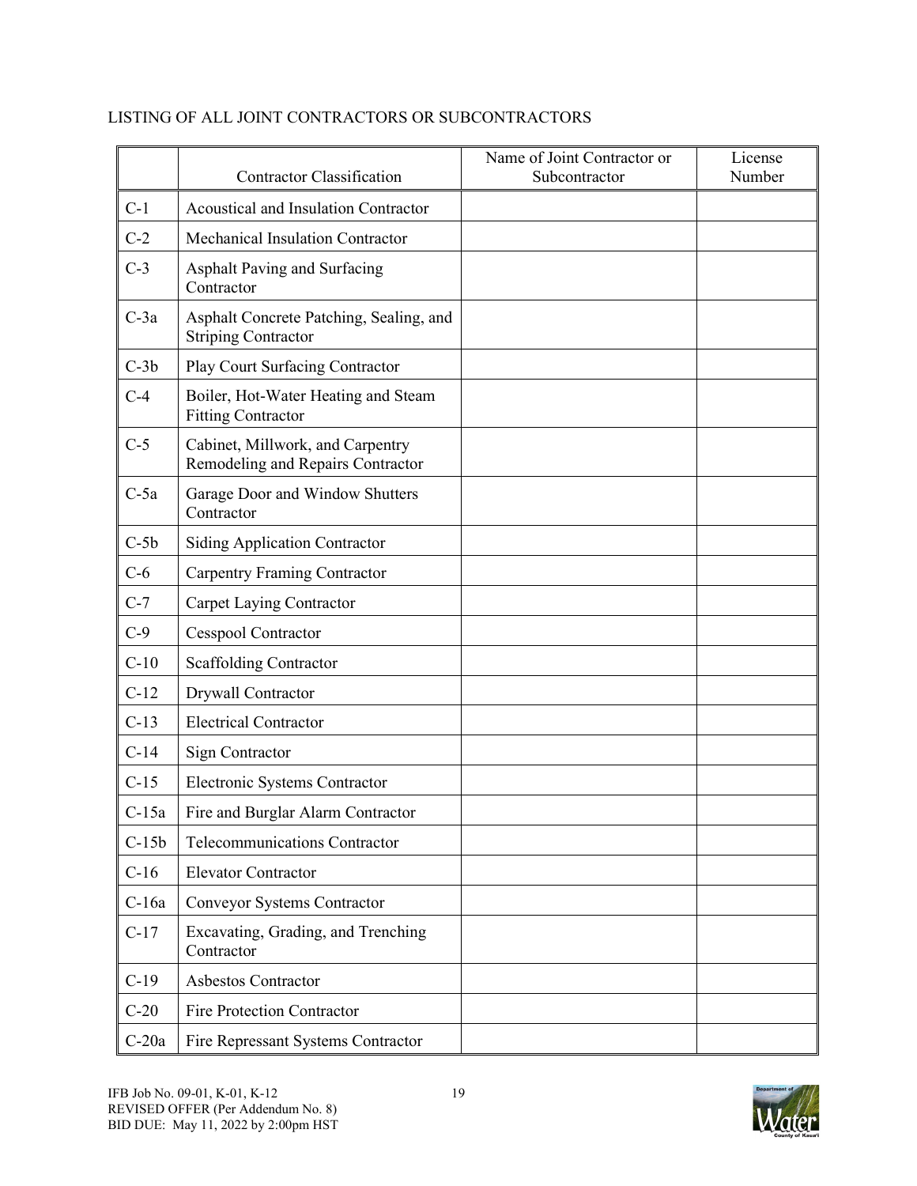LISTING OF ALL JOINT CONTRACTORS OR SUBCONTRACTORS

| | Contractor Classification | Name of Joint Contractor or Subcontractor | License Number |
|---|---|---|---|
| C-1 | Acoustical and Insulation Contractor | | |
| C-2 | Mechanical Insulation Contractor | | |
| C-3 | Asphalt Paving and Surfacing Contractor | | |
| C-3a | Asphalt Concrete Patching, Sealing, and Striping Contractor | | |
| C-3b | Play Court Surfacing Contractor | | |
| C-4 | Boiler, Hot-Water Heating and Steam Fitting Contractor | | |
| C-5 | Cabinet, Millwork, and Carpentry Remodeling and Repairs Contractor | | |
| C-5a | Garage Door and Window Shutters Contractor | | |
| C-5b | Siding Application Contractor | | |
| C-6 | Carpentry Framing Contractor | | |
| C-7 | Carpet Laying Contractor | | |
| C-9 | Cesspool Contractor | | |
| C-10 | Scaffolding Contractor | | |
| C-12 | Drywall Contractor | | |
| C-13 | Electrical Contractor | | |
| C-14 | Sign Contractor | | |
| C-15 | Electronic Systems Contractor | | |
| C-15a | Fire and Burglar Alarm Contractor | | |
| C-15b | Telecommunications Contractor | | |
| C-16 | Elevator Contractor | | |
| C-16a | Conveyor Systems Contractor | | |
| C-17 | Excavating, Grading, and Trenching Contractor | | |
| C-19 | Asbestos Contractor | | |
| C-20 | Fire Protection Contractor | | |
| C-20a | Fire Repressant Systems Contractor | | |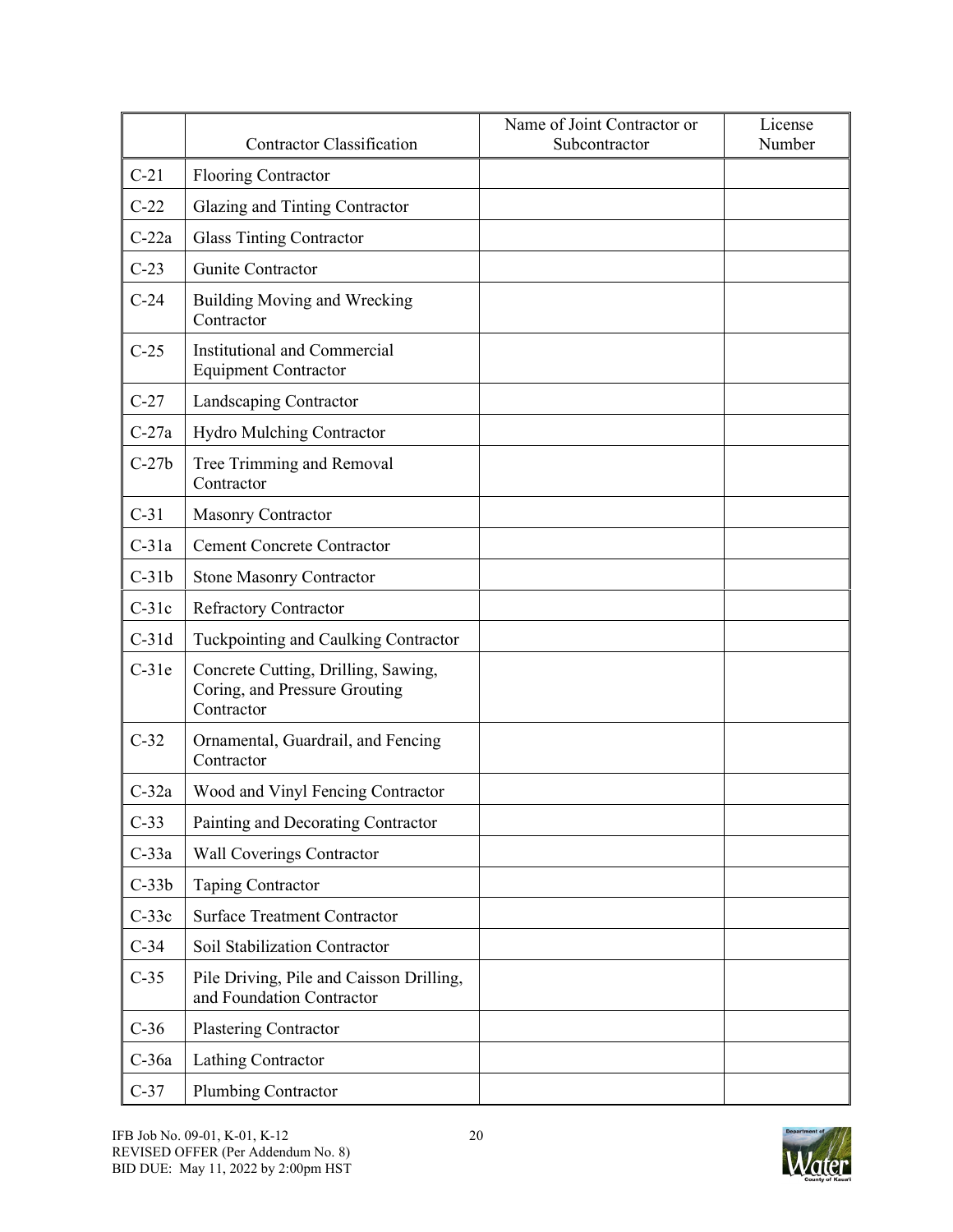| | Contractor Classification | Name of Joint Contractor or Subcontractor | License Number |
|---|---|---|---|
| C-21 | Flooring Contractor | | |
| C-22 | Glazing and Tinting Contractor | | |
| C-22a | Glass Tinting Contractor | | |
| C-23 | Gunite Contractor | | |
| C-24 | Building Moving and Wrecking Contractor | | |
| C-25 | Institutional and Commercial Equipment Contractor | | |
| C-27 | Landscaping Contractor | | |
| C-27a | Hydro Mulching Contractor | | |
| C-27b | Tree Trimming and Removal Contractor | | |
| C-31 | Masonry Contractor | | |
| C-31a | Cement Concrete Contractor | | |
| C-31b | Stone Masonry Contractor | | |
| C-31c | Refractory Contractor | | |
| C-31d | Tuckpointing and Caulking Contractor | | |
| C-31e | Concrete Cutting, Drilling, Sawing, Coring, and Pressure Grouting Contractor | | |
| C-32 | Ornamental, Guardrail, and Fencing Contractor | | |
| C-32a | Wood and Vinyl Fencing Contractor | | |
| C-33 | Painting and Decorating Contractor | | |
| C-33a | Wall Coverings Contractor | | |
| C-33b | Taping Contractor | | |
| C-33c | Surface Treatment Contractor | | |
| C-34 | Soil Stabilization Contractor | | |
| C-35 | Pile Driving, Pile and Caisson Drilling, and Foundation Contractor | | |
| C-36 | Plastering Contractor | | |
| C-36a | Lathing Contractor | | |
| C-37 | Plumbing Contractor | | |

IFB Job No. 09-01, K-01, K-12
REVISED OFFER (Per Addendum No. 8)
BID DUE: May 11, 2022 by 2:00pm HST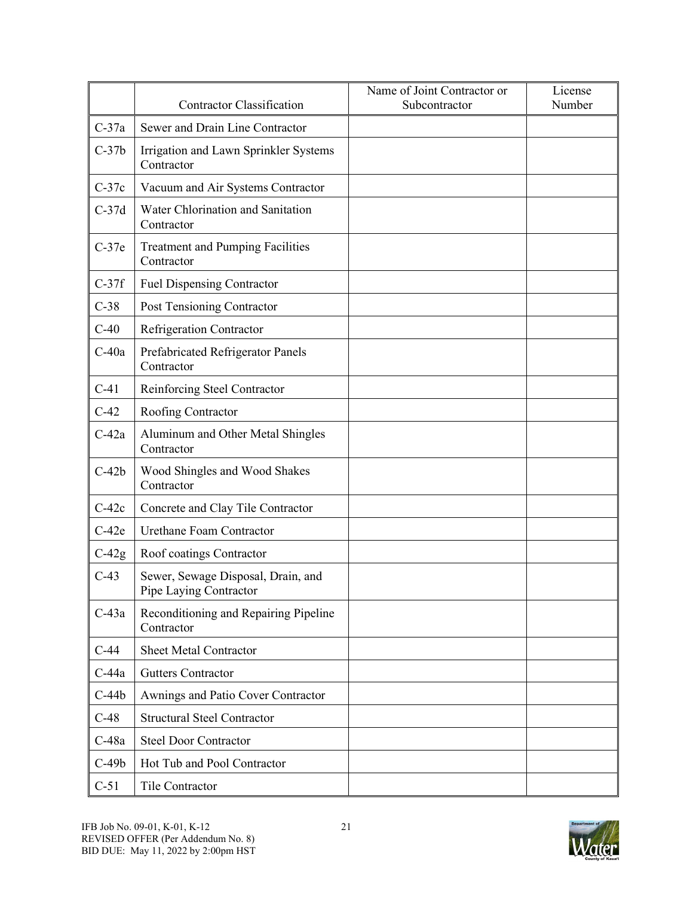| | Contractor Classification | Name of Joint Contractor or Subcontractor | License Number |
|---|---|---|---|
| C-37a | Sewer and Drain Line Contractor | | |
| C-37b | Irrigation and Lawn Sprinkler Systems Contractor | | |
| C-37c | Vacuum and Air Systems Contractor | | |
| C-37d | Water Chlorination and Sanitation Contractor | | |
| C-37e | Treatment and Pumping Facilities Contractor | | |
| C-37f | Fuel Dispensing Contractor | | |
| C-38 | Post Tensioning Contractor | | |
| C-40 | Refrigeration Contractor | | |
| C-40a | Prefabricated Refrigerator Panels Contractor | | |
| C-41 | Reinforcing Steel Contractor | | |
| C-42 | Roofing Contractor | | |
| C-42a | Aluminum and Other Metal Shingles Contractor | | |
| C-42b | Wood Shingles and Wood Shakes Contractor | | |
| C-42c | Concrete and Clay Tile Contractor | | |
| C-42e | Urethane Foam Contractor | | |
| C-42g | Roof coatings Contractor | | |
| C-43 | Sewer, Sewage Disposal, Drain, and Pipe Laying Contractor | | |
| C-43a | Reconditioning and Repairing Pipeline Contractor | | |
| C-44 | Sheet Metal Contractor | | |
| C-44a | Gutters Contractor | | |
| C-44b | Awnings and Patio Cover Contractor | | |
| C-48 | Structural Steel Contractor | | |
| C-48a | Steel Door Contractor | | |
| C-49b | Hot Tub and Pool Contractor | | |
| C-51 | Tile Contractor | | |

IFB Job No. 09-01, K-01, K-12
REVISED OFFER (Per Addendum No. 8)
BID DUE: May 11, 2022 by 2:00pm HST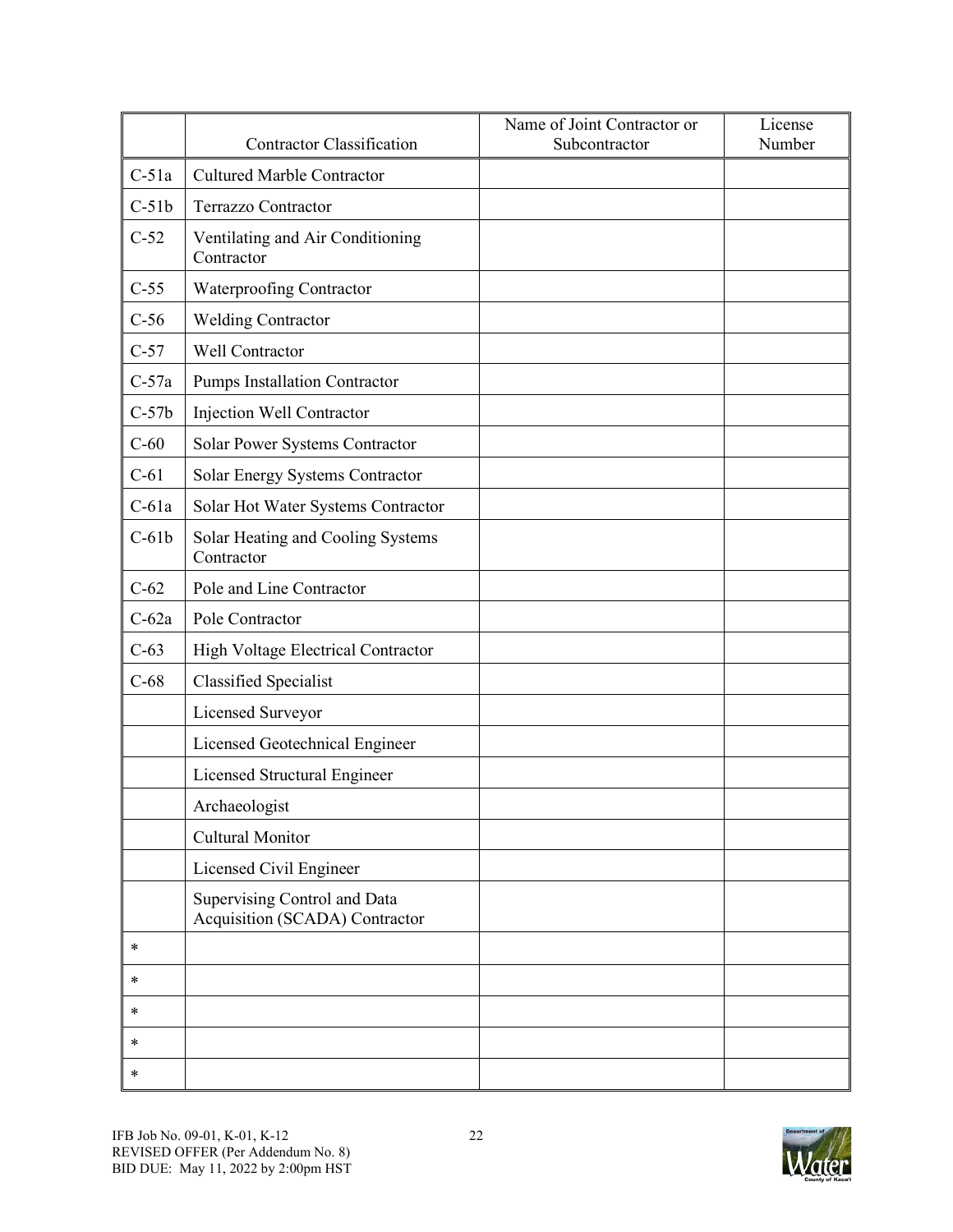| | Contractor Classification | Name of Joint Contractor or Subcontractor | License Number |
|---|---|---|---|
| C-51a | Cultured Marble Contractor | | |
| C-51b | Terrazzo Contractor | | |
| C-52 | Ventilating and Air Conditioning Contractor | | |
| C-55 | Waterproofing Contractor | | |
| C-56 | Welding Contractor | | |
| C-57 | Well Contractor | | |
| C-57a | Pumps Installation Contractor | | |
| C-57b | Injection Well Contractor | | |
| C-60 | Solar Power Systems Contractor | | |
| C-61 | Solar Energy Systems Contractor | | |
| C-61a | Solar Hot Water Systems Contractor | | |
| C-61b | Solar Heating and Cooling Systems Contractor | | |
| C-62 | Pole and Line Contractor | | |
| C-62a | Pole Contractor | | |
| C-63 | High Voltage Electrical Contractor | | |
| C-68 | Classified Specialist | | |
| | Licensed Surveyor | | |
| | Licensed Geotechnical Engineer | | |
| | Licensed Structural Engineer | | |
| | Archaeologist | | |
| | Cultural Monitor | | |
| | Licensed Civil Engineer | | |
| | Supervising Control and Data Acquisition (SCADA) Contractor | | |
| * | | | |
| * | | | |
| * | | | |
| * | | | |
| * | | | |

IFB Job No. 09-01, K-01, K-12
REVISED OFFER (Per Addendum No. 8)
BID DUE: May 11, 2022 by 2:00pm HST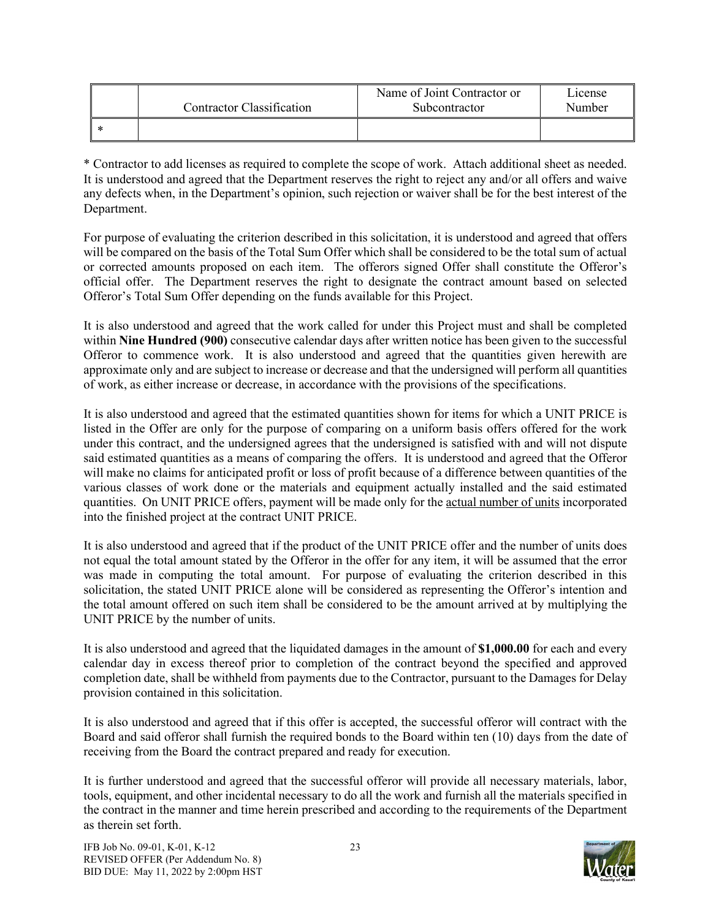| | Contractor Classification | Name of Joint Contractor or Subcontractor | License Number |
|---|---|---|---|
| * | | | |

* Contractor to add licenses as required to complete the scope of work. Attach additional sheet as needed. It is understood and agreed that the Department reserves the right to reject any and/or all offers and waive any defects when, in the Department's opinion, such rejection or waiver shall be for the best interest of the Department.

For purpose of evaluating the criterion described in this solicitation, it is understood and agreed that offers will be compared on the basis of the Total Sum Offer which shall be considered to be the total sum of actual or corrected amounts proposed on each item. The offerors signed Offer shall constitute the Offeror's official offer. The Department reserves the right to designate the contract amount based on selected Offeror's Total Sum Offer depending on the funds available for this Project.

It is also understood and agreed that the work called for under this Project must and shall be completed within **Nine Hundred (900)** consecutive calendar days after written notice has been given to the successful Offeror to commence work. It is also understood and agreed that the quantities given herewith are approximate only and are subject to increase or decrease and that the undersigned will perform all quantities of work, as either increase or decrease, in accordance with the provisions of the specifications.

It is also understood and agreed that the estimated quantities shown for items for which a UNIT PRICE is listed in the Offer are only for the purpose of comparing on a uniform basis offers offered for the work under this contract, and the undersigned agrees that the undersigned is satisfied with and will not dispute said estimated quantities as a means of comparing the offers. It is understood and agreed that the Offeror will make no claims for anticipated profit or loss of profit because of a difference between quantities of the various classes of work done or the materials and equipment actually installed and the said estimated quantities. On UNIT PRICE offers, payment will be made only for the actual number of units incorporated into the finished project at the contract UNIT PRICE.

It is also understood and agreed that if the product of the UNIT PRICE offer and the number of units does not equal the total amount stated by the Offeror in the offer for any item, it will be assumed that the error was made in computing the total amount. For purpose of evaluating the criterion described in this solicitation, the stated UNIT PRICE alone will be considered as representing the Offeror's intention and the total amount offered on such item shall be considered to be the amount arrived at by multiplying the UNIT PRICE by the number of units.

It is also understood and agreed that the liquidated damages in the amount of **$1,000.00** for each and every calendar day in excess thereof prior to completion of the contract beyond the specified and approved completion date, shall be withheld from payments due to the Contractor, pursuant to the Damages for Delay provision contained in this solicitation.

It is also understood and agreed that if this offer is accepted, the successful offeror will contract with the Board and said offeror shall furnish the required bonds to the Board within ten (10) days from the date of receiving from the Board the contract prepared and ready for execution.

It is further understood and agreed that the successful offeror will provide all necessary materials, labor, tools, equipment, and other incidental necessary to do all the work and furnish all the materials specified in the contract in the manner and time herein prescribed and according to the requirements of the Department as therein set forth.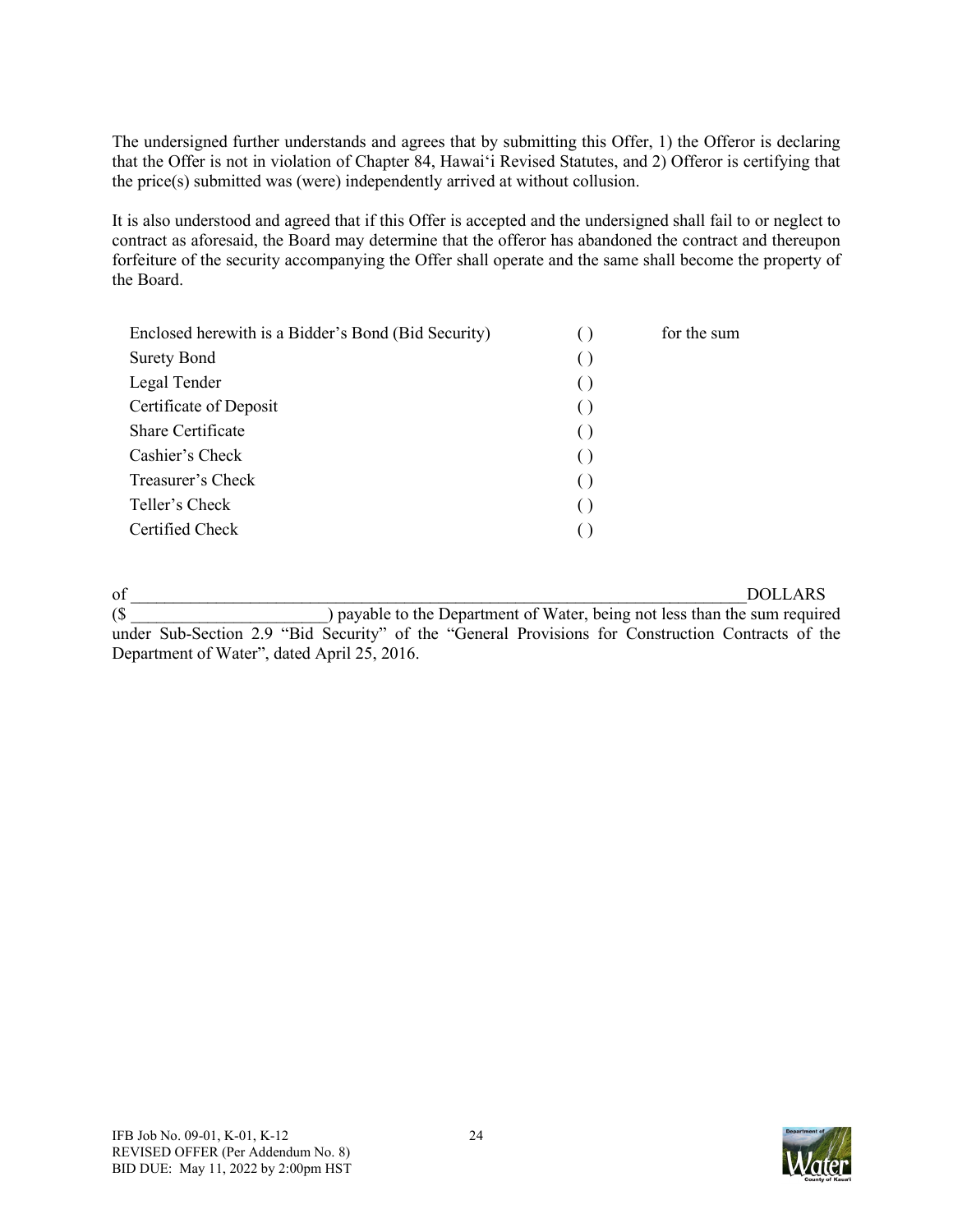The undersigned further understands and agrees that by submitting this Offer, 1) the Offeror is declaring that the Offer is not in violation of Chapter 84, Hawai'i Revised Statutes, and 2) Offeror is certifying that the price(s) submitted was (were) independently arrived at without collusion.

It is also understood and agreed that if this Offer is accepted and the undersigned shall fail to or neglect to contract as aforesaid, the Board may determine that the offeror has abandoned the contract and thereupon forfeiture of the security accompanying the Offer shall operate and the same shall become the property of the Board.

| | | |
|---|---|---|
| Enclosed herewith is a Bidder's Bond (Bid Security) | ( ) | for the sum |
| Surety Bond | ( ) | |
| Legal Tender | ( ) | |
| Certificate of Deposit | ( ) | |
| Share Certificate | ( ) | |
| Cashier's Check | ( ) | |
| Treasurer's Check | ( ) | |
| Teller's Check | ( ) | |
| Certified Check | ( ) | |

of ___________________________________________________________________________DOLLARS ($ _______________________) payable to the Department of Water, being not less than the sum required under Sub-Section 2.9 "Bid Security" of the "General Provisions for Construction Contracts of the Department of Water", dated April 25, 2016.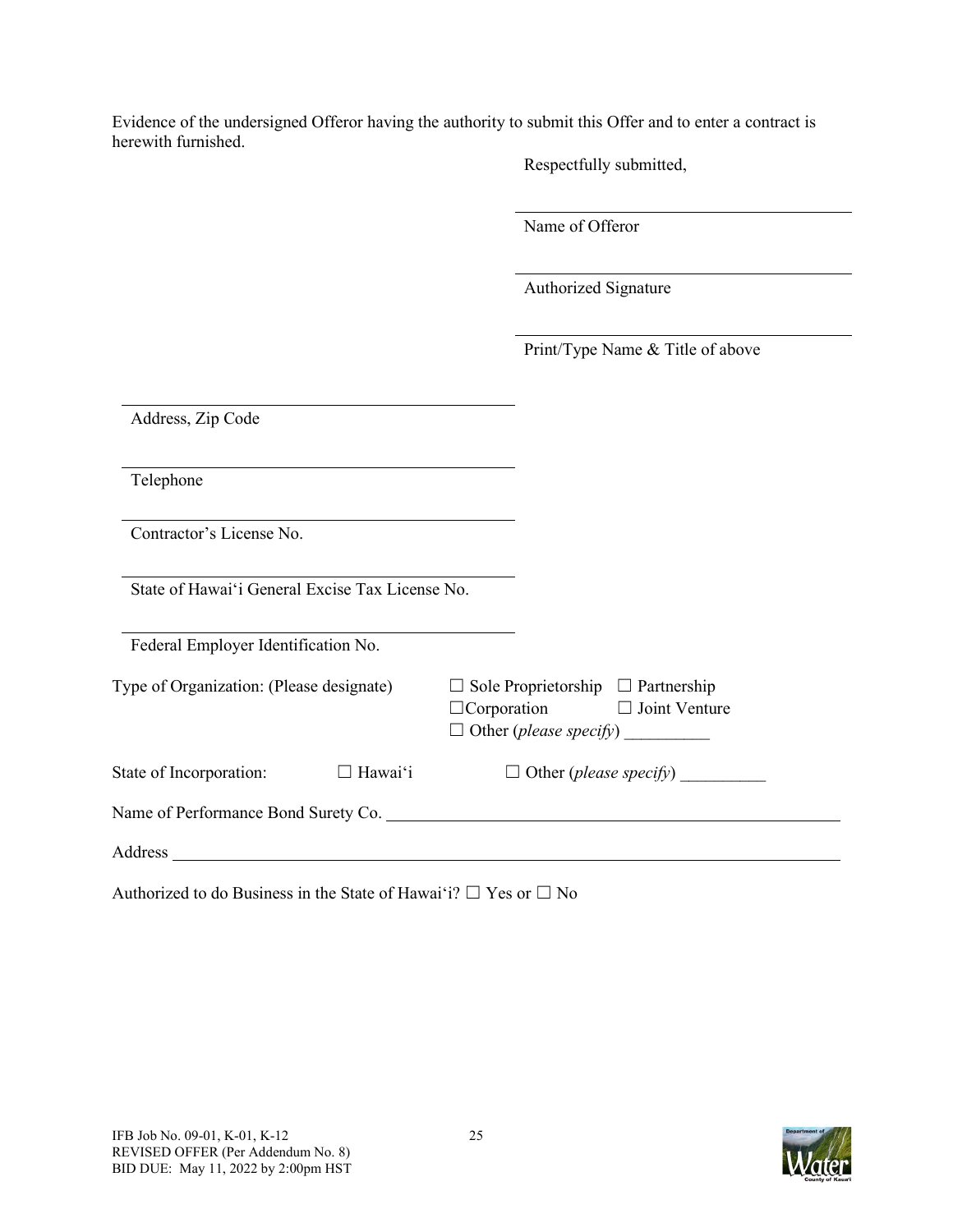Evidence of the undersigned Offeror having the authority to submit this Offer and to enter a contract is herewith furnished.

Respectfully submitted,

\_\_\_\_\_\_\_\_\_\_\_\_\_\_\_\_\_\_\_\_\_\_\_\_\_\_\_\_\_\_\_\_\_\_\_\_\_\_
Name of Offeror

\_\_\_\_\_\_\_\_\_\_\_\_\_\_\_\_\_\_\_\_\_\_\_\_\_\_\_\_\_\_\_\_\_\_\_\_\_\_
Authorized Signature

\_\_\_\_\_\_\_\_\_\_\_\_\_\_\_\_\_\_\_\_\_\_\_\_\_\_\_\_\_\_\_\_\_\_\_\_\_\_
Print/Type Name & Title of above

\_\_\_\_\_\_\_\_\_\_\_\_\_\_\_\_\_\_\_\_\_\_\_\_\_\_\_\_\_\_\_\_\_\_\_\_\_\_
Address, Zip Code

\_\_\_\_\_\_\_\_\_\_\_\_\_\_\_\_\_\_\_\_\_\_\_\_\_\_\_\_\_\_\_\_\_\_\_\_\_\_
Telephone

\_\_\_\_\_\_\_\_\_\_\_\_\_\_\_\_\_\_\_\_\_\_\_\_\_\_\_\_\_\_\_\_\_\_\_\_\_\_
Contractor's License No.

\_\_\_\_\_\_\_\_\_\_\_\_\_\_\_\_\_\_\_\_\_\_\_\_\_\_\_\_\_\_\_\_\_\_\_\_\_\_
State of Hawai'i General Excise Tax License No.

\_\_\_\_\_\_\_\_\_\_\_\_\_\_\_\_\_\_\_\_\_\_\_\_\_\_\_\_\_\_\_\_\_\_\_\_\_\_
Federal Employer Identification No.

Type of Organization: (Please designate) ☐ Sole Proprietorship ☐ Partnership ☐Corporation ☐ Joint Venture ☐ Other (*please specify*) \_\_\_\_\_\_\_\_\_\_

State of Incorporation: ☐ Hawai'i ☐ Other (*please specify*) \_\_\_\_\_\_\_\_\_\_

Name of Performance Bond Surety Co. \_\_\_\_\_\_\_\_\_\_\_\_\_\_\_\_\_\_\_\_\_\_\_\_\_\_\_\_\_\_\_\_\_\_\_\_\_\_\_\_

Address \_\_\_\_\_\_\_\_\_\_\_\_\_\_\_\_\_\_\_\_\_\_\_\_\_\_\_\_\_\_\_\_\_\_\_\_\_\_\_\_\_\_\_\_\_\_\_\_\_\_\_\_\_\_\_\_\_\_\_\_\_\_

Authorized to do Business in the State of Hawai'i? ☐ Yes or ☐ No

IFB Job No. 09-01, K-01, K-12
REVISED OFFER (Per Addendum No. 8)
BID DUE: May 11, 2022 by 2:00pm HST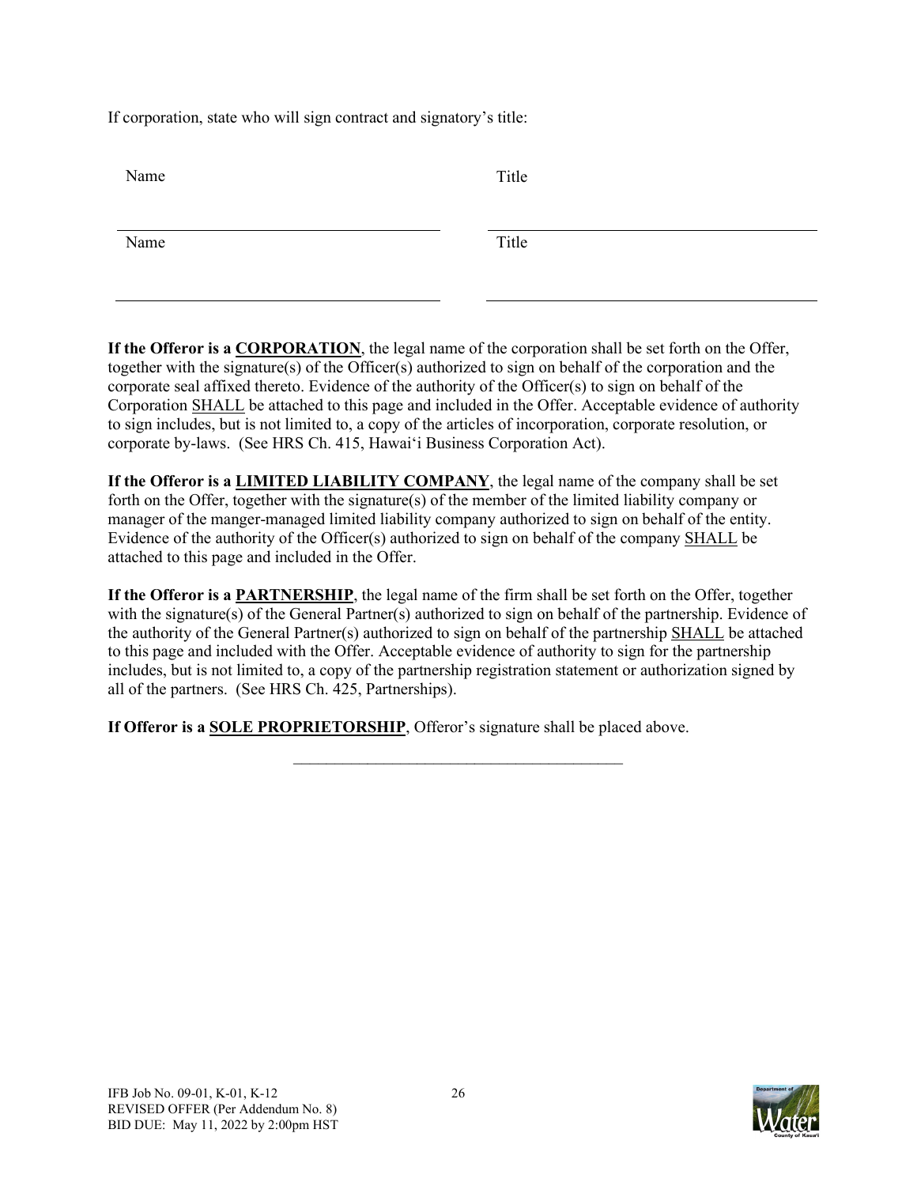If corporation, state who will sign contract and signatory's title:

| Name | Title |
|---|---|
| | |
| Name | Title |
| | |

**If the Offeror is a <u>CORPORATION</u>**, the legal name of the corporation shall be set forth on the Offer, together with the signature(s) of the Officer(s) authorized to sign on behalf of the corporation and the corporate seal affixed thereto. Evidence of the authority of the Officer(s) to sign on behalf of the Corporation <u>SHALL</u> be attached to this page and included in the Offer. Acceptable evidence of authority to sign includes, but is not limited to, a copy of the articles of incorporation, corporate resolution, or corporate by-laws. (See HRS Ch. 415, Hawaiʻi Business Corporation Act).

**If the Offeror is a <u>LIMITED LIABILITY COMPANY</u>**, the legal name of the company shall be set forth on the Offer, together with the signature(s) of the member of the limited liability company or manager of the manger-managed limited liability company authorized to sign on behalf of the entity. Evidence of the authority of the Officer(s) authorized to sign on behalf of the company <u>SHALL</u> be attached to this page and included in the Offer.

**If the Offeror is a <u>PARTNERSHIP</u>**, the legal name of the firm shall be set forth on the Offer, together with the signature(s) of the General Partner(s) authorized to sign on behalf of the partnership. Evidence of the authority of the General Partner(s) authorized to sign on behalf of the partnership <u>SHALL</u> be attached to this page and included with the Offer. Acceptable evidence of authority to sign for the partnership includes, but is not limited to, a copy of the partnership registration statement or authorization signed by all of the partners. (See HRS Ch. 425, Partnerships).

**If Offeror is a <u>SOLE PROPRIETORSHIP</u>**, Offeror's signature shall be placed above.

\_\_\_\_\_\_\_\_\_\_\_\_\_\_\_\_\_\_\_\_\_\_\_\_\_\_\_\_\_\_\_\_\_\_\_\_\_\_\_\_\_